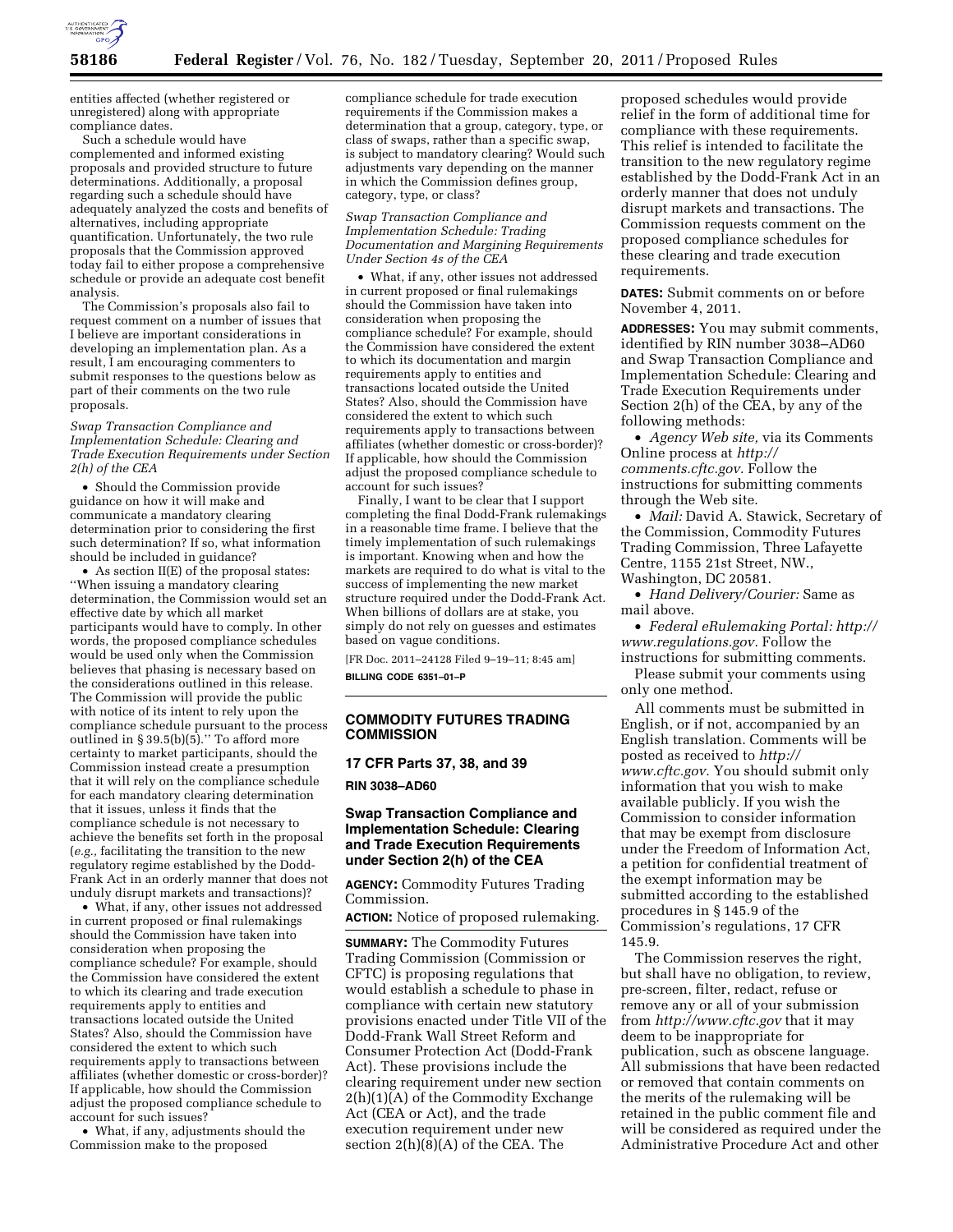entities affected (whether registered or unregistered) along with appropriate compliance dates.

Such a schedule would have complemented and informed existing proposals and provided structure to future determinations. Additionally, a proposal regarding such a schedule should have adequately analyzed the costs and benefits of alternatives, including appropriate quantification. Unfortunately, the two rule proposals that the Commission approved today fail to either propose a comprehensive schedule or provide an adequate cost benefit analysis.

The Commission's proposals also fail to request comment on a number of issues that I believe are important considerations in developing an implementation plan. As a result, I am encouraging commenters to submit responses to the questions below as part of their comments on the two rule proposals.

*Swap Transaction Compliance and Implementation Schedule: Clearing and Trade Execution Requirements under Section 2(h) of the CEA*

- Should the Commission provide guidance on how it will make and communicate a mandatory clearing determination prior to considering the first such determination? If so, what information should be included in guidance?
- As section II(E) of the proposal states: ''When issuing a mandatory clearing determination, the Commission would set an effective date by which all market participants would have to comply. In other words, the proposed compliance schedules would be used only when the Commission believes that phasing is necessary based on the considerations outlined in this release. The Commission will provide the public with notice of its intent to rely upon the compliance schedule pursuant to the process outlined in § 39.5(b)(5).'' To afford more certainty to market participants, should the Commission instead create a presumption that it will rely on the compliance schedule for each mandatory clearing determination that it issues, unless it finds that the compliance schedule is not necessary to achieve the benefits set forth in the proposal (*e.g.,* facilitating the transition to the new regulatory regime established by the Dodd-Frank Act in an orderly manner that does not unduly disrupt markets and transactions)?
- What, if any, other issues not addressed in current proposed or final rulemakings should the Commission have taken into consideration when proposing the compliance schedule? For example, should the Commission have considered the extent to which its clearing and trade execution requirements apply to entities and transactions located outside the United States? Also, should the Commission have considered the extent to which such requirements apply to transactions between affiliates (whether domestic or cross-border)? If applicable, how should the Commission adjust the proposed compliance schedule to account for such issues?
- What, if any, adjustments should the Commission make to the proposed compliance schedule for trade execution requirements if the Commission makes a determination that a group, category, type, or class of swaps, rather than a specific swap, is subject to mandatory clearing? Would such adjustments vary depending on the manner in which the Commission defines group, category, type, or class?

*Swap Transaction Compliance and Implementation Schedule: Trading Documentation and Margining Requirements Under Section 4s of the CEA*

- What, if any, other issues not addressed in current proposed or final rulemakings should the Commission have taken into consideration when proposing the compliance schedule? For example, should the Commission have considered the extent to which its documentation and margin requirements apply to entities and transactions located outside the United States? Also, should the Commission have considered the extent to which such requirements apply to transactions between affiliates (whether domestic or cross-border)? If applicable, how should the Commission adjust the proposed compliance schedule to account for such issues?

Finally, I want to be clear that I support completing the final Dodd-Frank rulemakings in a reasonable time frame. I believe that the timely implementation of such rulemakings is important. Knowing when and how the markets are required to do what is vital to the success of implementing the new market structure required under the Dodd-Frank Act. When billions of dollars are at stake, you simply do not rely on guesses and estimates based on vague conditions.

[FR Doc. 2011–24128 Filed 9–19–11; 8:45 am]

**BILLING CODE 6351–01–P**

---

## COMMODITY FUTURES TRADING COMMISSION

### 17 CFR Parts 37, 38, and 39

**RIN 3038–AD60**

### Swap Transaction Compliance and Implementation Schedule: Clearing and Trade Execution Requirements under Section 2(h) of the CEA

**AGENCY:** Commodity Futures Trading Commission.

**ACTION:** Notice of proposed rulemaking.

**SUMMARY:** The Commodity Futures Trading Commission (Commission or CFTC) is proposing regulations that would establish a schedule to phase in compliance with certain new statutory provisions enacted under Title VII of the Dodd-Frank Wall Street Reform and Consumer Protection Act (Dodd-Frank Act). These provisions include the clearing requirement under new section 2(h)(1)(A) of the Commodity Exchange Act (CEA or Act), and the trade execution requirement under new section 2(h)(8)(A) of the CEA. The proposed schedules would provide relief in the form of additional time for compliance with these requirements. This relief is intended to facilitate the transition to the new regulatory regime established by the Dodd-Frank Act in an orderly manner that does not unduly disrupt markets and transactions. The Commission requests comment on the proposed compliance schedules for these clearing and trade execution requirements.

**DATES:** Submit comments on or before November 4, 2011.

**ADDRESSES:** You may submit comments, identified by RIN number 3038–AD60 and Swap Transaction Compliance and Implementation Schedule: Clearing and Trade Execution Requirements under Section 2(h) of the CEA, by any of the following methods:

- *Agency Web site,* via its Comments Online process at *http://comments.cftc.gov.* Follow the instructions for submitting comments through the Web site.
- *Mail:* David A. Stawick, Secretary of the Commission, Commodity Futures Trading Commission, Three Lafayette Centre, 1155 21st Street, NW., Washington, DC 20581.
- *Hand Delivery/Courier:* Same as mail above.
- *Federal eRulemaking Portal: http://www.regulations.gov.* Follow the instructions for submitting comments.

Please submit your comments using only one method.

All comments must be submitted in English, or if not, accompanied by an English translation. Comments will be posted as received to *http://www.cftc.gov.* You should submit only information that you wish to make available publicly. If you wish the Commission to consider information that may be exempt from disclosure under the Freedom of Information Act, a petition for confidential treatment of the exempt information may be submitted according to the established procedures in § 145.9 of the Commission's regulations, 17 CFR 145.9.

The Commission reserves the right, but shall have no obligation, to review, pre-screen, filter, redact, refuse or remove any or all of your submission from *http://www.cftc.gov* that it may deem to be inappropriate for publication, such as obscene language. All submissions that have been redacted or removed that contain comments on the merits of the rulemaking will be retained in the public comment file and will be considered as required under the Administrative Procedure Act and other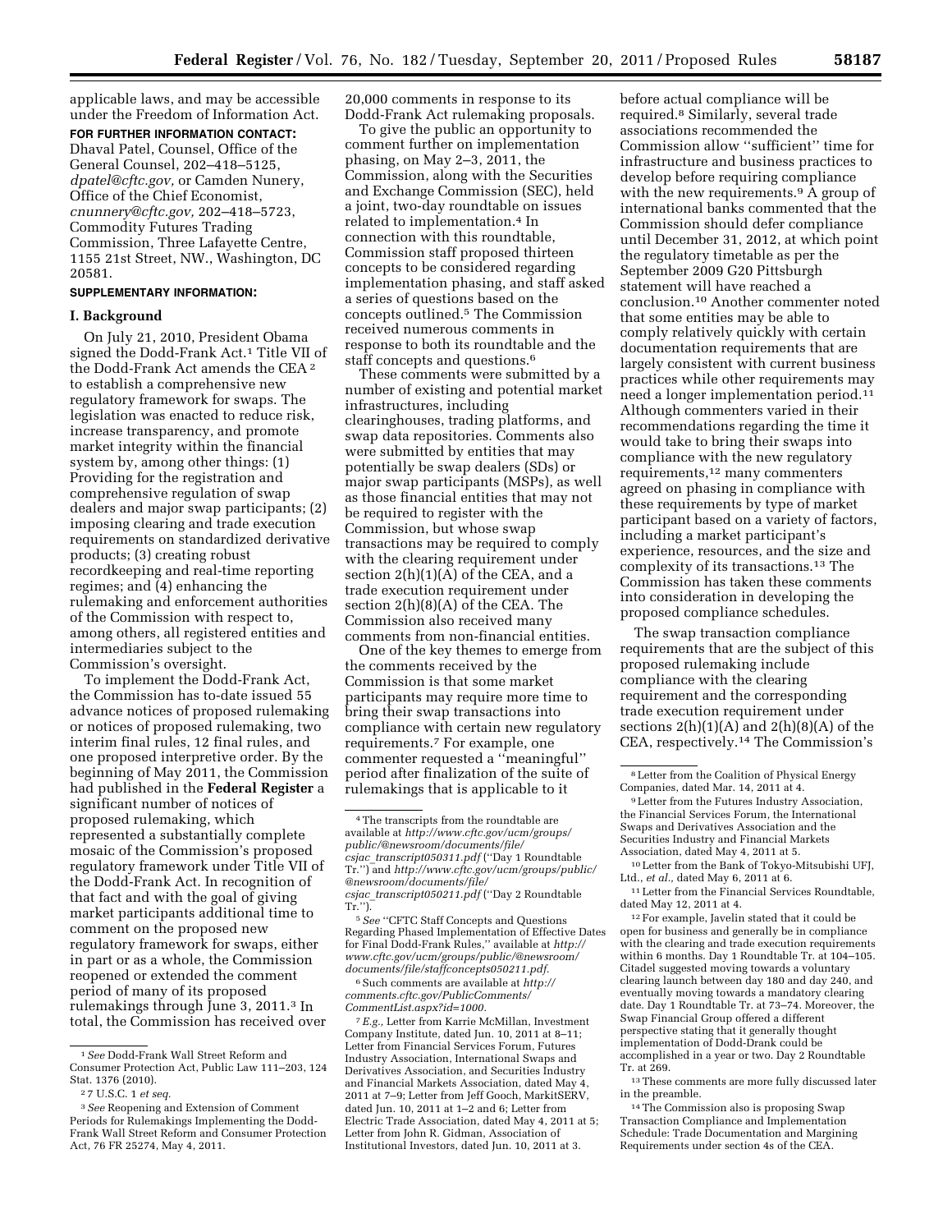applicable laws, and may be accessible under the Freedom of Information Act.

**FOR FURTHER INFORMATION CONTACT:** Dhaval Patel, Counsel, Office of the General Counsel, 202–418–5125, *dpatel@cftc.gov,* or Camden Nunery, Office of the Chief Economist, *cnunnery@cftc.gov,* 202–418–5723, Commodity Futures Trading Commission, Three Lafayette Centre, 1155 21st Street, NW., Washington, DC 20581.

**SUPPLEMENTARY INFORMATION:**

## I. Background

On July 21, 2010, President Obama signed the Dodd-Frank Act.[1] Title VII of the Dodd-Frank Act amends the CEA[2] to establish a comprehensive new regulatory framework for swaps. The legislation was enacted to reduce risk, increase transparency, and promote market integrity within the financial system by, among other things: (1) Providing for the registration and comprehensive regulation of swap dealers and major swap participants; (2) imposing clearing and trade execution requirements on standardized derivative products; (3) creating robust recordkeeping and real-time reporting regimes; and (4) enhancing the rulemaking and enforcement authorities of the Commission with respect to, among others, all registered entities and intermediaries subject to the Commission's oversight.

To implement the Dodd-Frank Act, the Commission has to-date issued 55 advance notices of proposed rulemaking or notices of proposed rulemaking, two interim final rules, 12 final rules, and one proposed interpretive order. By the beginning of May 2011, the Commission had published in the **Federal Register** a significant number of notices of proposed rulemaking, which represented a substantially complete mosaic of the Commission's proposed regulatory framework under Title VII of the Dodd-Frank Act. In recognition of that fact and with the goal of giving market participants additional time to comment on the proposed new regulatory framework for swaps, either in part or as a whole, the Commission reopened or extended the comment period of many of its proposed rulemakings through June 3, 2011.[3] In total, the Commission has received over 20,000 comments in response to its Dodd-Frank Act rulemaking proposals.

To give the public an opportunity to comment further on implementation phasing, on May 2–3, 2011, the Commission, along with the Securities and Exchange Commission (SEC), held a joint, two-day roundtable on issues related to implementation.[4] In connection with this roundtable, Commission staff proposed thirteen concepts to be considered regarding implementation phasing, and staff asked a series of questions based on the concepts outlined.[5] The Commission received numerous comments in response to both its roundtable and the staff concepts and questions.[6]

These comments were submitted by a number of existing and potential market infrastructures, including clearinghouses, trading platforms, and swap data repositories. Comments also were submitted by entities that may potentially be swap dealers (SDs) or major swap participants (MSPs), as well as those financial entities that may not be required to register with the Commission, but whose swap transactions may be required to comply with the clearing requirement under section 2(h)(1)(A) of the CEA, and a trade execution requirement under section 2(h)(8)(A) of the CEA. The Commission also received many comments from non-financial entities.

One of the key themes to emerge from the comments received by the Commission is that some market participants may require more time to bring their swap transactions into compliance with certain new regulatory requirements.[7] For example, one commenter requested a ''meaningful'' period after finalization of the suite of rulemakings that is applicable to it before actual compliance will be required.[8] Similarly, several trade associations recommended the Commission allow ''sufficient'' time for infrastructure and business practices to develop before requiring compliance with the new requirements.[9] A group of international banks commented that the Commission should defer compliance until December 31, 2012, at which point the regulatory timetable as per the September 2009 G20 Pittsburgh statement will have reached a conclusion.[10] Another commenter noted that some entities may be able to comply relatively quickly with certain documentation requirements that are largely consistent with current business practices while other requirements may need a longer implementation period.[11] Although commenters varied in their recommendations regarding the time it would take to bring their swaps into compliance with the new regulatory requirements,[12] many commenters agreed on phasing in compliance with these requirements by type of market participant based on a variety of factors, including a market participant's experience, resources, and the size and complexity of its transactions.[13] The Commission has taken these comments into consideration in developing the proposed compliance schedules.

The swap transaction compliance requirements that are the subject of this proposed rulemaking include compliance with the clearing requirement and the corresponding trade execution requirement under sections 2(h)(1)(A) and 2(h)(8)(A) of the CEA, respectively.[14] The Commission's

---

[1] *See* Dodd-Frank Wall Street Reform and Consumer Protection Act, Public Law 111–203, 124 Stat. 1376 (2010).

[2] 7 U.S.C. 1 *et seq.*

[3] *See* Reopening and Extension of Comment Periods for Rulemakings Implementing the Dodd-Frank Wall Street Reform and Consumer Protection Act, 76 FR 25274, May 4, 2011.

[4] The transcripts from the roundtable are available at *http://www.cftc.gov/ucm/groups/public/@newsroom/documents/file/csjac_transcript050311.pdf* (''Day 1 Roundtable Tr.'') and *http://www.cftc.gov/ucm/groups/public/@newsroom/documents/file/csjac_transcript050211.pdf* (''Day 2 Roundtable Tr.'').

[5] *See* ''CFTC Staff Concepts and Questions Regarding Phased Implementation of Effective Dates for Final Dodd-Frank Rules,'' available at *http://www.cftc.gov/ucm/groups/public/@newsroom/documents/file/staffconcepts050211.pdf.*

[6] Such comments are available at *http://comments.cftc.gov/PublicComments/CommentList.aspx?id=1000.*

[7] *E.g.,* Letter from Karrie McMillan, Investment Company Institute, dated Jun. 10, 2011 at 8–11; Letter from Financial Services Forum, Futures Industry Association, International Swaps and Derivatives Association, and Securities Industry and Financial Markets Association, dated May 4, 2011 at 7–9; Letter from Jeff Gooch, MarkitSERV, dated Jun. 10, 2011 at 1–2 and 6; Letter from Electric Trade Association, dated May 4, 2011 at 5; Letter from John R. Gidman, Association of Institutional Investors, dated Jun. 10, 2011 at 3.

[8] Letter from the Coalition of Physical Energy Companies, dated Mar. 14, 2011 at 4.

[9] Letter from the Futures Industry Association, the Financial Services Forum, the International Swaps and Derivatives Association and the Securities Industry and Financial Markets Association, dated May 4, 2011 at 5.

[10] Letter from the Bank of Tokyo-Mitsubishi UFJ, Ltd., *et al.,* dated May 6, 2011 at 6.

[11] Letter from the Financial Services Roundtable, dated May 12, 2011 at 4.

[12] For example, Javelin stated that it could be open for business and generally be in compliance with the clearing and trade execution requirements within 6 months. Day 1 Roundtable Tr. at 104–105. Citadel suggested moving towards a voluntary clearing launch between day 180 and day 240, and eventually moving towards a mandatory clearing date. Day 1 Roundtable Tr. at 73–74. Moreover, the Swap Financial Group offered a different perspective stating that it generally thought implementation of Dodd-Drank could be accomplished in a year or two. Day 2 Roundtable Tr. at 269.

[13] These comments are more fully discussed later in the preamble.

[14] The Commission also is proposing Swap Transaction Compliance and Implementation Schedule: Trade Documentation and Margining Requirements under section 4s of the CEA.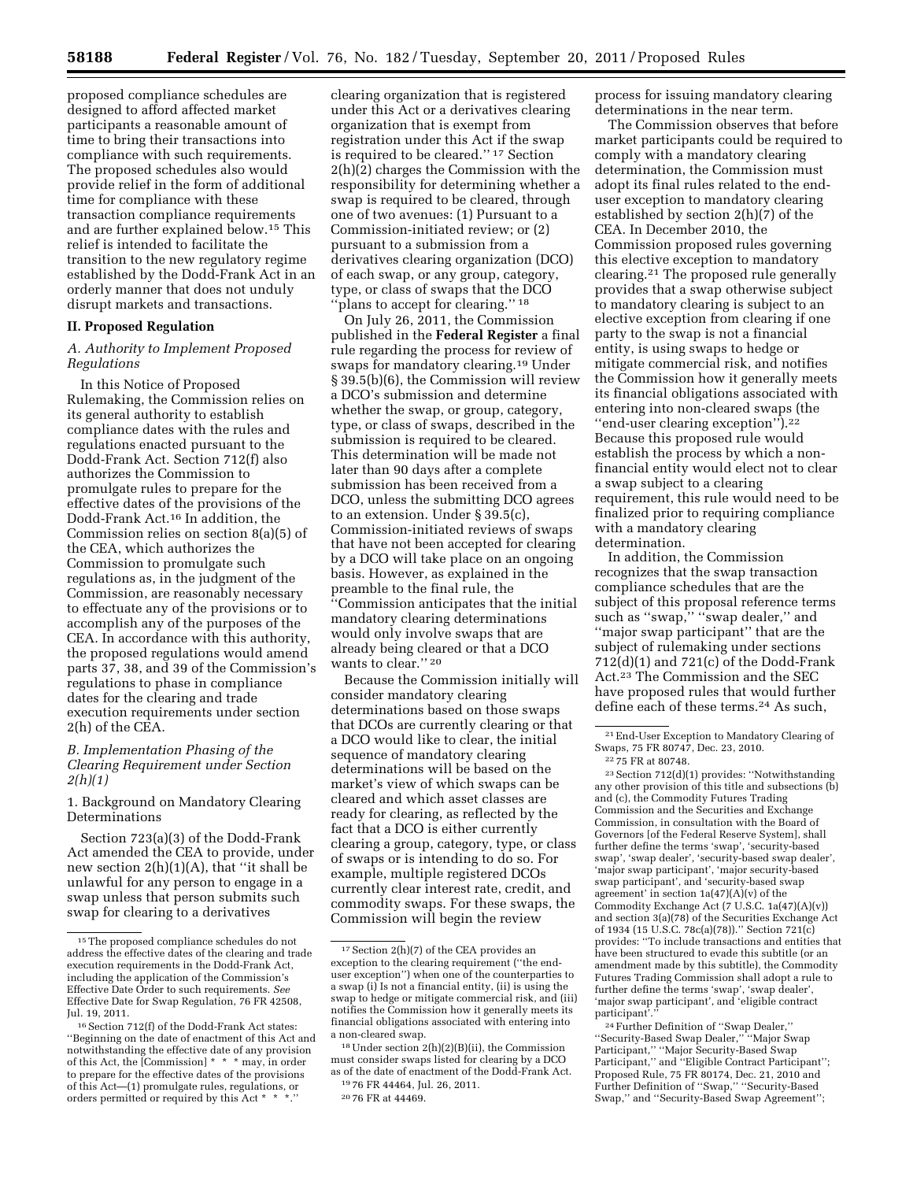proposed compliance schedules are designed to afford affected market participants a reasonable amount of time to bring their transactions into compliance with such requirements. The proposed schedules also would provide relief in the form of additional time for compliance with these transaction compliance requirements and are further explained below.[15] This relief is intended to facilitate the transition to the new regulatory regime established by the Dodd-Frank Act in an orderly manner that does not unduly disrupt markets and transactions.

## II. Proposed Regulation

### A. Authority to Implement Proposed Regulations

In this Notice of Proposed Rulemaking, the Commission relies on its general authority to establish compliance dates with the rules and regulations enacted pursuant to the Dodd-Frank Act. Section 712(f) also authorizes the Commission to promulgate rules to prepare for the effective dates of the provisions of the Dodd-Frank Act.[16] In addition, the Commission relies on section 8(a)(5) of the CEA, which authorizes the Commission to promulgate such regulations as, in the judgment of the Commission, are reasonably necessary to effectuate any of the provisions or to accomplish any of the purposes of the CEA. In accordance with this authority, the proposed regulations would amend parts 37, 38, and 39 of the Commission's regulations to phase in compliance dates for the clearing and trade execution requirements under section 2(h) of the CEA.

### B. Implementation Phasing of the Clearing Requirement under Section 2(h)(1)

1. Background on Mandatory Clearing Determinations

Section 723(a)(3) of the Dodd-Frank Act amended the CEA to provide, under new section 2(h)(1)(A), that "it shall be unlawful for any person to engage in a swap unless that person submits such swap for clearing to a derivatives clearing organization that is registered under this Act or a derivatives clearing organization that is exempt from registration under this Act if the swap is required to be cleared." [17] Section 2(h)(2) charges the Commission with the responsibility for determining whether a swap is required to be cleared, through one of two avenues: (1) Pursuant to a Commission-initiated review; or (2) pursuant to a submission from a derivatives clearing organization (DCO) of each swap, or any group, category, type, or class of swaps that the DCO "plans to accept for clearing." [18]

On July 26, 2011, the Commission published in the **Federal Register** a final rule regarding the process for review of swaps for mandatory clearing.[19] Under § 39.5(b)(6), the Commission will review a DCO's submission and determine whether the swap, or group, category, type, or class of swaps, described in the submission is required to be cleared. This determination will be made not later than 90 days after a complete submission has been received from a DCO, unless the submitting DCO agrees to an extension. Under § 39.5(c), Commission-initiated reviews of swaps that have not been accepted for clearing by a DCO will take place on an ongoing basis. However, as explained in the preamble to the final rule, the "Commission anticipates that the initial mandatory clearing determinations would only involve swaps that are already being cleared or that a DCO wants to clear." [20]

Because the Commission initially will consider mandatory clearing determinations based on those swaps that DCOs are currently clearing or that a DCO would like to clear, the initial sequence of mandatory clearing determinations will be based on the market's view of which swaps can be cleared and which asset classes are ready for clearing, as reflected by the fact that a DCO is either currently clearing a group, category, type, or class of swaps or is intending to do so. For example, multiple registered DCOs currently clear interest rate, credit, and commodity swaps. For these swaps, the Commission will begin the review process for issuing mandatory clearing determinations in the near term.

The Commission observes that before market participants could be required to comply with a mandatory clearing determination, the Commission must adopt its final rules related to the end-user exception to mandatory clearing established by section 2(h)(7) of the CEA. In December 2010, the Commission proposed rules governing this elective exception to mandatory clearing.[21] The proposed rule generally provides that a swap otherwise subject to mandatory clearing is subject to an elective exception from clearing if one party to the swap is not a financial entity, is using swaps to hedge or mitigate commercial risk, and notifies the Commission how it generally meets its financial obligations associated with entering into non-cleared swaps (the "end-user clearing exception").[22] Because this proposed rule would establish the process by which a non-financial entity would elect not to clear a swap subject to a clearing requirement, this rule would need to be finalized prior to requiring compliance with a mandatory clearing determination.

In addition, the Commission recognizes that the swap transaction compliance schedules that are the subject of this proposal reference terms such as "swap," "swap dealer," and "major swap participant" that are the subject of rulemaking under sections 712(d)(1) and 721(c) of the Dodd-Frank Act.[23] The Commission and the SEC have proposed rules that would further define each of these terms.[24] As such,

---

[15] The proposed compliance schedules do not address the effective dates of the clearing and trade execution requirements in the Dodd-Frank Act, including the application of the Commission's Effective Date Order to such requirements. *See* Effective Date for Swap Regulation, 76 FR 42508, Jul. 19, 2011.

[16] Section 712(f) of the Dodd-Frank Act states: "Beginning on the date of enactment of this Act and notwithstanding the effective date of any provision of this Act, the [Commission] * * * may, in order to prepare for the effective dates of the provisions of this Act—(1) promulgate rules, regulations, or orders permitted or required by this Act * * *."

[17] Section 2(h)(7) of the CEA provides an exception to the clearing requirement ("the end-user exception") when one of the counterparties to a swap (i) Is not a financial entity, (ii) is using the swap to hedge or mitigate commercial risk, and (iii) notifies the Commission how it generally meets its financial obligations associated with entering into a non-cleared swap.

[18] Under section 2(h)(2)(B)(ii), the Commission must consider swaps listed for clearing by a DCO as of the date of enactment of the Dodd-Frank Act.

[19] 76 FR 44464, Jul. 26, 2011.

[20] 76 FR at 44469.

[21] End-User Exception to Mandatory Clearing of Swaps, 75 FR 80747, Dec. 23, 2010.

[22] 75 FR at 80748.

[23] Section 712(d)(1) provides: "Notwithstanding any other provision of this title and subsections (b) and (c), the Commodity Futures Trading Commission and the Securities and Exchange Commission, in consultation with the Board of Governors [of the Federal Reserve System], shall further define the terms 'swap', 'security-based swap', 'swap dealer', 'security-based swap dealer', 'major swap participant', 'major security-based swap participant', and 'security-based swap agreement' in section 1a(47)(A)(v) of the Commodity Exchange Act (7 U.S.C. 1a(47)(A)(v)) and section 3(a)(78) of the Securities Exchange Act of 1934 (15 U.S.C. 78c(a)(78))." Section 721(c) provides: "To include transactions and entities that have been structured to evade this subtitle (or an amendment made by this subtitle), the Commodity Futures Trading Commission shall adopt a rule to further define the terms 'swap', 'swap dealer', 'major swap participant', and 'eligible contract participant'."

[24] Further Definition of "Swap Dealer," "Security-Based Swap Dealer," "Major Swap Participant," "Major Security-Based Swap Participant," and "Eligible Contract Participant"; Proposed Rule, 75 FR 80174, Dec. 21, 2010 and Further Definition of "Swap," "Security-Based Swap," and "Security-Based Swap Agreement";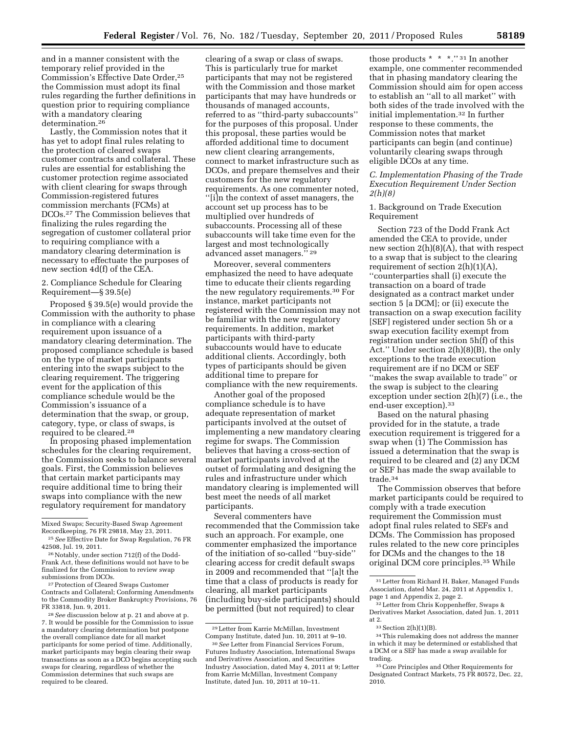and in a manner consistent with the temporary relief provided in the Commission's Effective Date Order,[25] the Commission must adopt its final rules regarding the further definitions in question prior to requiring compliance with a mandatory clearing determination.[26]

Lastly, the Commission notes that it has yet to adopt final rules relating to the protection of cleared swaps customer contracts and collateral. These rules are essential for establishing the customer protection regime associated with client clearing for swaps through Commission-registered futures commission merchants (FCMs) at DCOs.[27] The Commission believes that finalizing the rules regarding the segregation of customer collateral prior to requiring compliance with a mandatory clearing determination is necessary to effectuate the purposes of new section 4d(f) of the CEA.

2. Compliance Schedule for Clearing Requirement—§ 39.5(e)

Proposed § 39.5(e) would provide the Commission with the authority to phase in compliance with a clearing requirement upon issuance of a mandatory clearing determination. The proposed compliance schedule is based on the type of market participants entering into the swaps subject to the clearing requirement. The triggering event for the application of this compliance schedule would be the Commission's issuance of a determination that the swap, or group, category, type, or class of swaps, is required to be cleared.[28]

In proposing phased implementation schedules for the clearing requirement, the Commission seeks to balance several goals. First, the Commission believes that certain market participants may require additional time to bring their swaps into compliance with the new regulatory requirement for mandatory clearing of a swap or class of swaps. This is particularly true for market participants that may not be registered with the Commission and those market participants that may have hundreds or thousands of managed accounts, referred to as "third-party subaccounts" for the purposes of this proposal. Under this proposal, these parties would be afforded additional time to document new client clearing arrangements, connect to market infrastructure such as DCOs, and prepare themselves and their customers for the new regulatory requirements. As one commenter noted, "[i]n the context of asset managers, the account set up process has to be multiplied over hundreds of subaccounts. Processing all of these subaccounts will take time even for the largest and most technologically advanced asset managers." [29]

Moreover, several commenters emphasized the need to have adequate time to educate their clients regarding the new regulatory requirements.[30] For instance, market participants not registered with the Commission may not be familiar with the new regulatory requirements. In addition, market participants with third-party subaccounts would have to educate additional clients. Accordingly, both types of participants should be given additional time to prepare for compliance with the new requirements.

Another goal of the proposed compliance schedule is to have adequate representation of market participants involved at the outset of implementing a new mandatory clearing regime for swaps. The Commission believes that having a cross-section of market participants involved at the outset of formulating and designing the rules and infrastructure under which mandatory clearing is implemented will best meet the needs of all market participants.

Several commenters have recommended that the Commission take such an approach. For example, one commenter emphasized the importance of the initiation of so-called "buy-side" clearing access for credit default swaps in 2009 and recommended that "[a]t the time that a class of products is ready for clearing, all market participants (including buy-side participants) should be permitted (but not required) to clear those products * * *." [31] In another example, one commenter recommended that in phasing mandatory clearing the Commission should aim for open access to establish an "all to all market" with both sides of the trade involved with the initial implementation.[32] In further response to these comments, the Commission notes that market participants can begin (and continue) voluntarily clearing swaps through eligible DCOs at any time.

### C. Implementation Phasing of the Trade Execution Requirement Under Section 2(h)(8)

1. Background on Trade Execution Requirement

Section 723 of the Dodd Frank Act amended the CEA to provide, under new section 2(h)(8)(A), that with respect to a swap that is subject to the clearing requirement of section 2(h)(1)(A), "counterparties shall (i) execute the transaction on a board of trade designated as a contract market under section 5 [a DCM]; or (ii) execute the transaction on a swap execution facility [SEF] registered under section 5h or a swap execution facility exempt from registration under section 5h(f) of this Act." Under section 2(h)(8)(B), the only exceptions to the trade execution requirement are if no DCM or SEF "makes the swap available to trade" or the swap is subject to the clearing exception under section 2(h)(7) (i.e., the end-user exception).[33]

Based on the natural phasing provided for in the statute, a trade execution requirement is triggered for a swap when (1) The Commission has issued a determination that the swap is required to be cleared and (2) any DCM or SEF has made the swap available to trade.[34]

The Commission observes that before market participants could be required to comply with a trade execution requirement the Commission must adopt final rules related to SEFs and DCMs. The Commission has proposed rules related to the new core principles for DCMs and the changes to the 18 original DCM core principles.[35] While

---

Mixed Swaps; Security-Based Swap Agreement Recordkeeping, 76 FR 29818, May 23, 2011.

[25] *See* Effective Date for Swap Regulation, 76 FR 42508, Jul. 19, 2011.

[26] Notably, under section 712(f) of the Dodd-Frank Act, these definitions would not have to be finalized for the Commission to review swap submissions from DCOs.

[27] Protection of Cleared Swaps Customer Contracts and Collateral; Conforming Amendments to the Commodity Broker Bankruptcy Provisions, 76 FR 33818, Jun. 9, 2011.

[28] *See* discussion below at p. 21 and above at p. 7. It would be possible for the Commission to issue a mandatory clearing determination but postpone the overall compliance date for all market participants for some period of time. Additionally, market participants may begin clearing their swap transactions as soon as a DCO begins accepting such swaps for clearing, regardless of whether the Commission determines that such swaps are required to be cleared.

[29] Letter from Karrie McMillan, Investment Company Institute, dated Jun. 10, 2011 at 9–10.

[30] *See* Letter from Financial Services Forum, Futures Industry Association, International Swaps and Derivatives Association, and Securities Industry Association, dated May 4, 2011 at 9; Letter from Karrie McMillan, Investment Company Institute, dated Jun. 10, 2011 at 10–11.

[31] Letter from Richard H. Baker, Managed Funds Association, dated Mar. 24, 2011 at Appendix 1, page 1 and Appendix 2, page 2.

[32] Letter from Chris Koppenheffer, Swaps & Derivatives Market Association, dated Jun. 1, 2011 at 2.

[33] Section 2(h)(1)(B).

[34] This rulemaking does not address the manner in which it may be determined or established that a DCM or a SEF has made a swap available for trading.

[35] Core Principles and Other Requirements for Designated Contract Markets, 75 FR 80572, Dec. 22, 2010.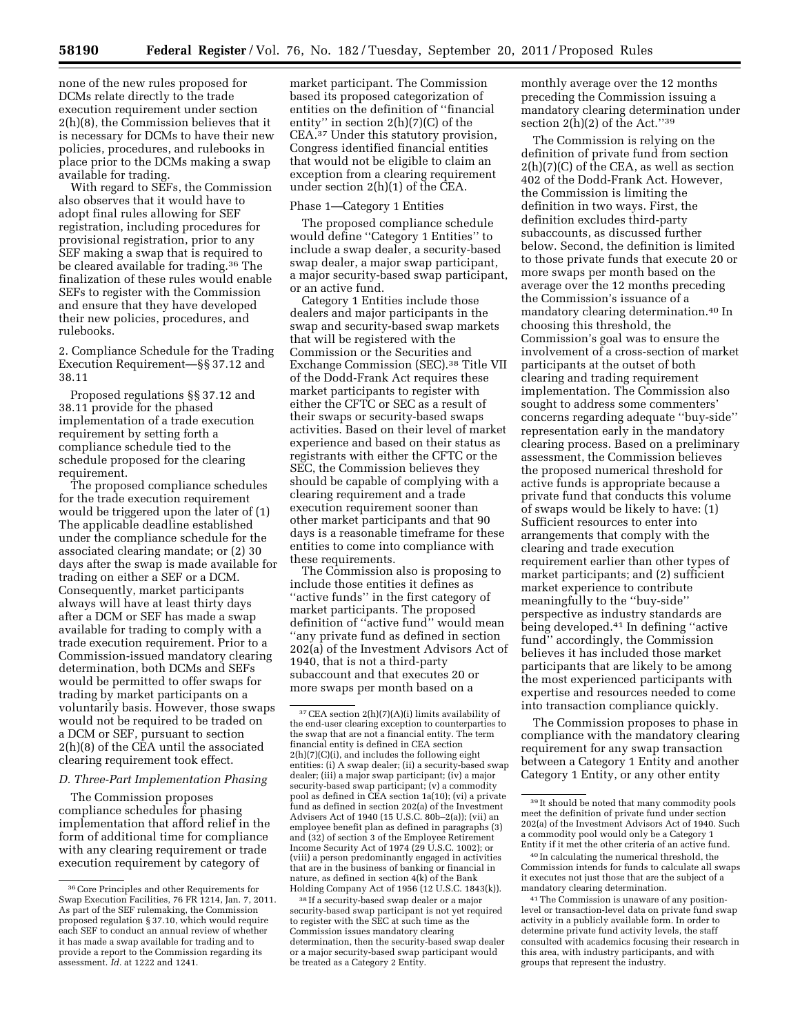none of the new rules proposed for DCMs relate directly to the trade execution requirement under section 2(h)(8), the Commission believes that it is necessary for DCMs to have their new policies, procedures, and rulebooks in place prior to the DCMs making a swap available for trading.

With regard to SEFs, the Commission also observes that it would have to adopt final rules allowing for SEF registration, including procedures for provisional registration, prior to any SEF making a swap that is required to be cleared available for trading.[36] The finalization of these rules would enable SEFs to register with the Commission and ensure that they have developed their new policies, procedures, and rulebooks.

2. Compliance Schedule for the Trading Execution Requirement—§§ 37.12 and 38.11

Proposed regulations §§ 37.12 and 38.11 provide for the phased implementation of a trade execution requirement by setting forth a compliance schedule tied to the schedule proposed for the clearing requirement.

The proposed compliance schedules for the trade execution requirement would be triggered upon the later of (1) The applicable deadline established under the compliance schedule for the associated clearing mandate; or (2) 30 days after the swap is made available for trading on either a SEF or a DCM. Consequently, market participants always will have at least thirty days after a DCM or SEF has made a swap available for trading to comply with a trade execution requirement. Prior to a Commission-issued mandatory clearing determination, both DCMs and SEFs would be permitted to offer swaps for trading by market participants on a voluntarily basis. However, those swaps would not be required to be traded on a DCM or SEF, pursuant to section 2(h)(8) of the CEA until the associated clearing requirement took effect.

*D. Three-Part Implementation Phasing*

The Commission proposes compliance schedules for phasing implementation that afford relief in the form of additional time for compliance with any clearing requirement or trade execution requirement by category of market participant. The Commission based its proposed categorization of entities on the definition of ''financial entity'' in section 2(h)(7)(C) of the CEA.[37] Under this statutory provision, Congress identified financial entities that would not be eligible to claim an exception from a clearing requirement under section 2(h)(1) of the CEA.

Phase 1—Category 1 Entities

The proposed compliance schedule would define ''Category 1 Entities'' to include a swap dealer, a security-based swap dealer, a major swap participant, a major security-based swap participant, or an active fund.

Category 1 Entities include those dealers and major participants in the swap and security-based swap markets that will be registered with the Commission or the Securities and Exchange Commission (SEC).[38] Title VII of the Dodd-Frank Act requires these market participants to register with either the CFTC or SEC as a result of their swaps or security-based swaps activities. Based on their level of market experience and based on their status as registrants with either the CFTC or the SEC, the Commission believes they should be capable of complying with a clearing requirement and a trade execution requirement sooner than other market participants and that 90 days is a reasonable timeframe for these entities to come into compliance with these requirements.

The Commission also is proposing to include those entities it defines as ''active funds'' in the first category of market participants. The proposed definition of ''active fund'' would mean ''any private fund as defined in section 202(a) of the Investment Advisors Act of 1940, that is not a third-party subaccount and that executes 20 or more swaps per month based on a monthly average over the 12 months preceding the Commission issuing a mandatory clearing determination under section 2(h)(2) of the Act.''[39]

The Commission is relying on the definition of private fund from section 2(h)(7)(C) of the CEA, as well as section 402 of the Dodd-Frank Act. However, the Commission is limiting the definition in two ways. First, the definition excludes third-party subaccounts, as discussed further below. Second, the definition is limited to those private funds that execute 20 or more swaps per month based on the average over the 12 months preceding the Commission's issuance of a mandatory clearing determination.[40] In choosing this threshold, the Commission's goal was to ensure the involvement of a cross-section of market participants at the outset of both clearing and trading requirement implementation. The Commission also sought to address some commenters' concerns regarding adequate ''buy-side'' representation early in the mandatory clearing process. Based on a preliminary assessment, the Commission believes the proposed numerical threshold for active funds is appropriate because a private fund that conducts this volume of swaps would be likely to have: (1) Sufficient resources to enter into arrangements that comply with the clearing and trade execution requirement earlier than other types of market participants; and (2) sufficient market experience to contribute meaningfully to the ''buy-side'' perspective as industry standards are being developed.[41] In defining ''active fund'' accordingly, the Commission believes it has included those market participants that are likely to be among the most experienced participants with expertise and resources needed to come into transaction compliance quickly.

The Commission proposes to phase in compliance with the mandatory clearing requirement for any swap transaction between a Category 1 Entity and another Category 1 Entity, or any other entity

[36] Core Principles and other Requirements for Swap Execution Facilities, 76 FR 1214, Jan. 7, 2011. As part of the SEF rulemaking, the Commission proposed regulation § 37.10, which would require each SEF to conduct an annual review of whether it has made a swap available for trading and to provide a report to the Commission regarding its assessment. *Id.* at 1222 and 1241.

[37] CEA section 2(h)(7)(A)(i) limits availability of the end-user clearing exception to counterparties to the swap that are not a financial entity. The term financial entity is defined in CEA section 2(h)(7)(C)(i), and includes the following eight entities: (i) A swap dealer; (ii) a security-based swap dealer; (iii) a major swap participant; (iv) a major security-based swap participant; (v) a commodity pool as defined in CEA section 1a(10); (vi) a private fund as defined in section 202(a) of the Investment Advisers Act of 1940 (15 U.S.C. 80b–2(a)); (vii) an employee benefit plan as defined in paragraphs (3) and (32) of section 3 of the Employee Retirement Income Security Act of 1974 (29 U.S.C. 1002); or (viii) a person predominantly engaged in activities that are in the business of banking or financial in nature, as defined in section 4(k) of the Bank Holding Company Act of 1956 (12 U.S.C. 1843(k)).

[38] If a security-based swap dealer or a major security-based swap participant is not yet required to register with the SEC at such time as the Commission issues mandatory clearing determination, then the security-based swap dealer or a major security-based swap participant would be treated as a Category 2 Entity.

[39] It should be noted that many commodity pools meet the definition of private fund under section 202(a) of the Investment Advisors Act of 1940. Such a commodity pool would only be a Category 1 Entity if it met the other criteria of an active fund.

[40] In calculating the numerical threshold, the Commission intends for funds to calculate all swaps it executes not just those that are the subject of a mandatory clearing determination.

[41] The Commission is unaware of any position-level or transaction-level data on private fund swap activity in a publicly available form. In order to determine private fund activity levels, the staff consulted with academics focusing their research in this area, with industry participants, and with groups that represent the industry.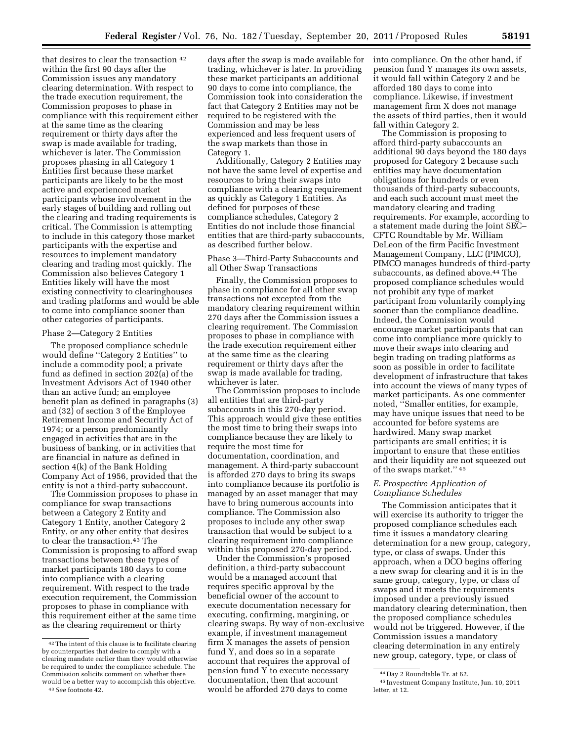that desires to clear the transaction [42] within the first 90 days after the Commission issues any mandatory clearing determination. With respect to the trade execution requirement, the Commission proposes to phase in compliance with this requirement either at the same time as the clearing requirement or thirty days after the swap is made available for trading, whichever is later. The Commission proposes phasing in all Category 1 Entities first because these market participants are likely to be the most active and experienced market participants whose involvement in the early stages of building and rolling out the clearing and trading requirements is critical. The Commission is attempting to include in this category those market participants with the expertise and resources to implement mandatory clearing and trading most quickly. The Commission also believes Category 1 Entities likely will have the most existing connectivity to clearinghouses and trading platforms and would be able to come into compliance sooner than other categories of participants.

Phase 2—Category 2 Entities

The proposed compliance schedule would define ''Category 2 Entities'' to include a commodity pool; a private fund as defined in section 202(a) of the Investment Advisors Act of 1940 other than an active fund; an employee benefit plan as defined in paragraphs (3) and (32) of section 3 of the Employee Retirement Income and Security Act of 1974; or a person predominantly engaged in activities that are in the business of banking, or in activities that are financial in nature as defined in section 4(k) of the Bank Holding Company Act of 1956, provided that the entity is not a third-party subaccount.

The Commission proposes to phase in compliance for swap transactions between a Category 2 Entity and Category 1 Entity, another Category 2 Entity, or any other entity that desires to clear the transaction.[43] The Commission is proposing to afford swap transactions between these types of market participants 180 days to come into compliance with a clearing requirement. With respect to the trade execution requirement, the Commission proposes to phase in compliance with this requirement either at the same time as the clearing requirement or thirty days after the swap is made available for trading, whichever is later. In providing these market participants an additional 90 days to come into compliance, the Commission took into consideration the fact that Category 2 Entities may not be required to be registered with the Commission and may be less experienced and less frequent users of the swap markets than those in Category 1.

Additionally, Category 2 Entities may not have the same level of expertise and resources to bring their swaps into compliance with a clearing requirement as quickly as Category 1 Entities. As defined for purposes of these compliance schedules, Category 2 Entities do not include those financial entities that are third-party subaccounts, as described further below.

Phase 3—Third-Party Subaccounts and all Other Swap Transactions

Finally, the Commission proposes to phase in compliance for all other swap transactions not excepted from the mandatory clearing requirement within 270 days after the Commission issues a clearing requirement. The Commission proposes to phase in compliance with the trade execution requirement either at the same time as the clearing requirement or thirty days after the swap is made available for trading, whichever is later.

The Commission proposes to include all entities that are third-party subaccounts in this 270-day period. This approach would give these entities the most time to bring their swaps into compliance because they are likely to require the most time for documentation, coordination, and management. A third-party subaccount is afforded 270 days to bring its swaps into compliance because its portfolio is managed by an asset manager that may have to bring numerous accounts into compliance. The Commission also proposes to include any other swap transaction that would be subject to a clearing requirement into compliance within this proposed 270-day period.

Under the Commission's proposed definition, a third-party subaccount would be a managed account that requires specific approval by the beneficial owner of the account to execute documentation necessary for executing, confirming, margining, or clearing swaps. By way of non-exclusive example, if investment management firm X manages the assets of pension fund Y, and does so in a separate account that requires the approval of pension fund Y to execute necessary documentation, then that account would be afforded 270 days to come into compliance. On the other hand, if pension fund Y manages its own assets, it would fall within Category 2 and be afforded 180 days to come into compliance. Likewise, if investment management firm X does not manage the assets of third parties, then it would fall within Category 2.

The Commission is proposing to afford third-party subaccounts an additional 90 days beyond the 180 days proposed for Category 2 because such entities may have documentation obligations for hundreds or even thousands of third-party subaccounts, and each such account must meet the mandatory clearing and trading requirements. For example, according to a statement made during the Joint SEC–CFTC Roundtable by Mr. William DeLeon of the firm Pacific Investment Management Company, LLC (PIMCO), PIMCO manages hundreds of third-party subaccounts, as defined above.[44] The proposed compliance schedules would not prohibit any type of market participant from voluntarily complying sooner than the compliance deadline. Indeed, the Commission would encourage market participants that can come into compliance more quickly to move their swaps into clearing and begin trading on trading platforms as soon as possible in order to facilitate development of infrastructure that takes into account the views of many types of market participants. As one commenter noted, ''Smaller entities, for example, may have unique issues that need to be accounted for before systems are hardwired. Many swap market participants are small entities; it is important to ensure that these entities and their liquidity are not squeezed out of the swaps market.'' [45]

### *E. Prospective Application of Compliance Schedules*

The Commission anticipates that it will exercise its authority to trigger the proposed compliance schedules each time it issues a mandatory clearing determination for a new group, category, type, or class of swaps. Under this approach, when a DCO begins offering a new swap for clearing and it is in the same group, category, type, or class of swaps and it meets the requirements imposed under a previously issued mandatory clearing determination, then the proposed compliance schedules would not be triggered. However, if the Commission issues a mandatory clearing determination in any entirely new group, category, type, or class of

---

[42] The intent of this clause is to facilitate clearing by counterparties that desire to comply with a clearing mandate earlier than they would otherwise be required to under the compliance schedule. The Commission solicits comment on whether there would be a better way to accomplish this objective.

[43] *See* footnote 42.

[44] Day 2 Roundtable Tr. at 62.

[45] Investment Company Institute, Jun. 10, 2011 letter, at 12.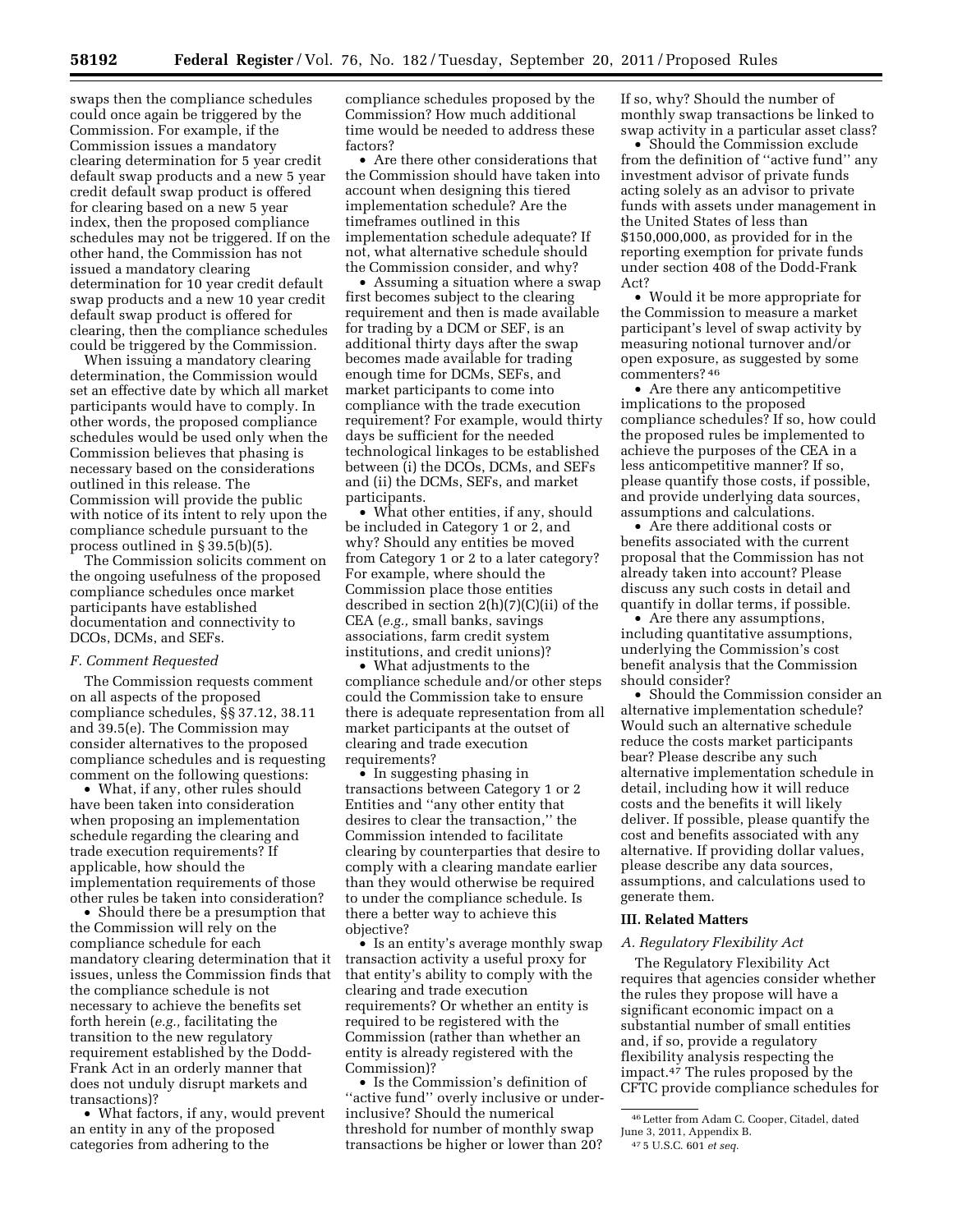swaps then the compliance schedules could once again be triggered by the Commission. For example, if the Commission issues a mandatory clearing determination for 5 year credit default swap products and a new 5 year credit default swap product is offered for clearing based on a new 5 year index, then the proposed compliance schedules may not be triggered. If on the other hand, the Commission has not issued a mandatory clearing determination for 10 year credit default swap products and a new 10 year credit default swap product is offered for clearing, then the compliance schedules could be triggered by the Commission.

When issuing a mandatory clearing determination, the Commission would set an effective date by which all market participants would have to comply. In other words, the proposed compliance schedules would be used only when the Commission believes that phasing is necessary based on the considerations outlined in this release. The Commission will provide the public with notice of its intent to rely upon the compliance schedule pursuant to the process outlined in § 39.5(b)(5).

The Commission solicits comment on the ongoing usefulness of the proposed compliance schedules once market participants have established documentation and connectivity to DCOs, DCMs, and SEFs.

### *F. Comment Requested*

The Commission requests comment on all aspects of the proposed compliance schedules, §§ 37.12, 38.11 and 39.5(e). The Commission may consider alternatives to the proposed compliance schedules and is requesting comment on the following questions:

- What, if any, other rules should have been taken into consideration when proposing an implementation schedule regarding the clearing and trade execution requirements? If applicable, how should the implementation requirements of those other rules be taken into consideration?
- Should there be a presumption that the Commission will rely on the compliance schedule for each mandatory clearing determination that it issues, unless the Commission finds that the compliance schedule is not necessary to achieve the benefits set forth herein (*e.g.,* facilitating the transition to the new regulatory requirement established by the Dodd-Frank Act in an orderly manner that does not unduly disrupt markets and transactions)?
- What factors, if any, would prevent an entity in any of the proposed categories from adhering to the compliance schedules proposed by the Commission? How much additional time would be needed to address these factors?
- Are there other considerations that the Commission should have taken into account when designing this tiered implementation schedule? Are the timeframes outlined in this implementation schedule adequate? If not, what alternative schedule should the Commission consider, and why?
- Assuming a situation where a swap first becomes subject to the clearing requirement and then is made available for trading by a DCM or SEF, is an additional thirty days after the swap becomes made available for trading enough time for DCMs, SEFs, and market participants to come into compliance with the trade execution requirement? For example, would thirty days be sufficient for the needed technological linkages to be established between (i) the DCOs, DCMs, and SEFs and (ii) the DCMs, SEFs, and market participants.
- What other entities, if any, should be included in Category 1 or 2, and why? Should any entities be moved from Category 1 or 2 to a later category? For example, where should the Commission place those entities described in section 2(h)(7)(C)(ii) of the CEA (*e.g.,* small banks, savings associations, farm credit system institutions, and credit unions)?
- What adjustments to the compliance schedule and/or other steps could the Commission take to ensure there is adequate representation from all market participants at the outset of clearing and trade execution requirements?
- In suggesting phasing in transactions between Category 1 or 2 Entities and "any other entity that desires to clear the transaction," the Commission intended to facilitate clearing by counterparties that desire to comply with a clearing mandate earlier than they would otherwise be required to under the compliance schedule. Is there a better way to achieve this objective?
- Is an entity's average monthly swap transaction activity a useful proxy for that entity's ability to comply with the clearing and trade execution requirements? Or whether an entity is required to be registered with the Commission (rather than whether an entity is already registered with the Commission)?
- Is the Commission's definition of "active fund" overly inclusive or under-inclusive? Should the numerical threshold for number of monthly swap transactions be higher or lower than 20? If so, why? Should the number of monthly swap transactions be linked to swap activity in a particular asset class?
- Should the Commission exclude from the definition of "active fund" any investment advisor of private funds acting solely as an advisor to private funds with assets under management in the United States of less than $150,000,000, as provided for in the reporting exemption for private funds under section 408 of the Dodd-Frank Act?
- Would it be more appropriate for the Commission to measure a market participant's level of swap activity by measuring notional turnover and/or open exposure, as suggested by some commenters? [46]
- Are there any anticompetitive implications to the proposed compliance schedules? If so, how could the proposed rules be implemented to achieve the purposes of the CEA in a less anticompetitive manner? If so, please quantify those costs, if possible, and provide underlying data sources, assumptions and calculations.
- Are there additional costs or benefits associated with the current proposal that the Commission has not already taken into account? Please discuss any such costs in detail and quantify in dollar terms, if possible.
- Are there any assumptions, including quantitative assumptions, underlying the Commission's cost benefit analysis that the Commission should consider?
- Should the Commission consider an alternative implementation schedule? Would such an alternative schedule reduce the costs market participants bear? Please describe any such alternative implementation schedule in detail, including how it will reduce costs and the benefits it will likely deliver. If possible, please quantify the cost and benefits associated with any alternative. If providing dollar values, please describe any data sources, assumptions, and calculations used to generate them.

## III. Related Matters

### *A. Regulatory Flexibility Act*

The Regulatory Flexibility Act requires that agencies consider whether the rules they propose will have a significant economic impact on a substantial number of small entities and, if so, provide a regulatory flexibility analysis respecting the impact.[47] The rules proposed by the CFTC provide compliance schedules for

---

[46] Letter from Adam C. Cooper, Citadel, dated June 3, 2011, Appendix B.

[47] 5 U.S.C. 601 *et seq.*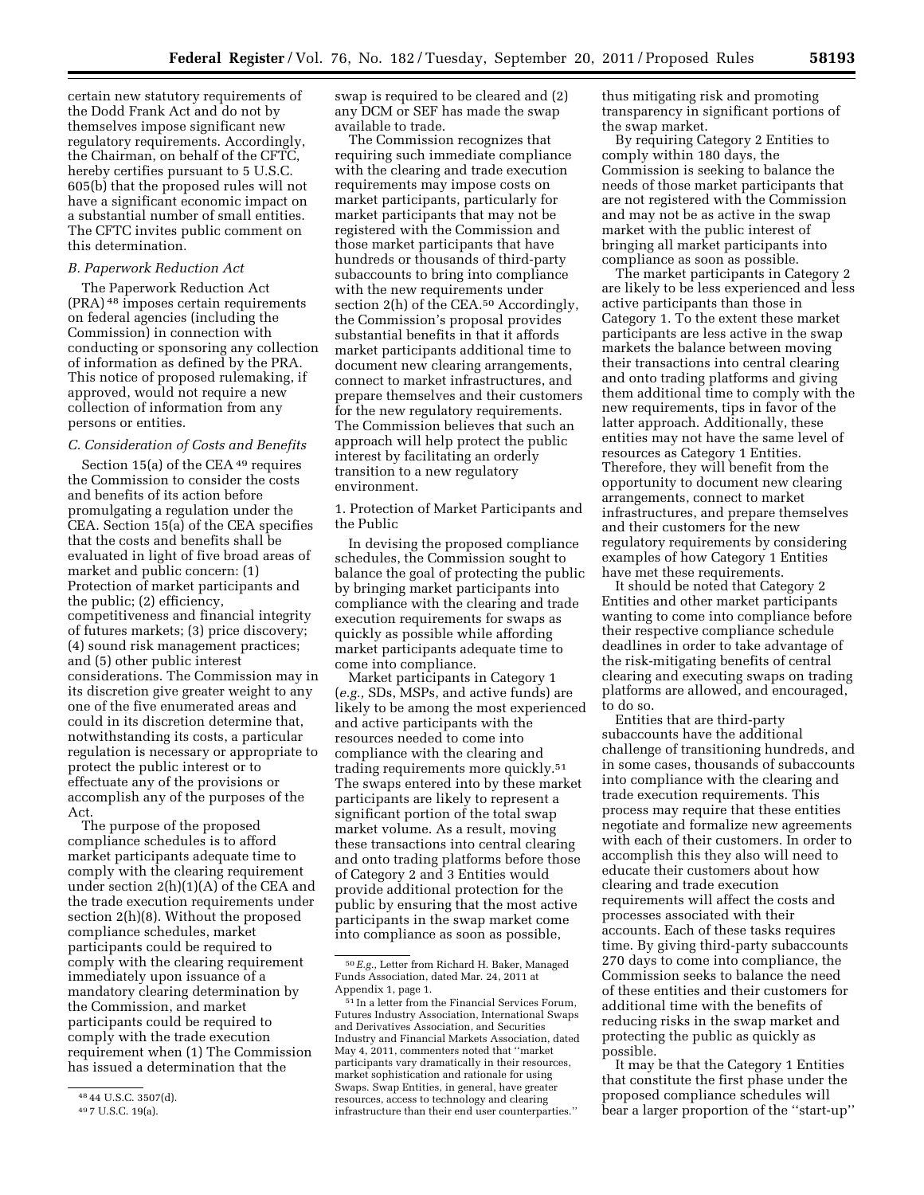certain new statutory requirements of the Dodd Frank Act and do not by themselves impose significant new regulatory requirements. Accordingly, the Chairman, on behalf of the CFTC, hereby certifies pursuant to 5 U.S.C. 605(b) that the proposed rules will not have a significant economic impact on a substantial number of small entities. The CFTC invites public comment on this determination.

### *B. Paperwork Reduction Act*

The Paperwork Reduction Act (PRA) [48] imposes certain requirements on federal agencies (including the Commission) in connection with conducting or sponsoring any collection of information as defined by the PRA. This notice of proposed rulemaking, if approved, would not require a new collection of information from any persons or entities.

### *C. Consideration of Costs and Benefits*

Section 15(a) of the CEA [49] requires the Commission to consider the costs and benefits of its action before promulgating a regulation under the CEA. Section 15(a) of the CEA specifies that the costs and benefits shall be evaluated in light of five broad areas of market and public concern: (1) Protection of market participants and the public; (2) efficiency, competitiveness and financial integrity of futures markets; (3) price discovery; (4) sound risk management practices; and (5) other public interest considerations. The Commission may in its discretion give greater weight to any one of the five enumerated areas and could in its discretion determine that, notwithstanding its costs, a particular regulation is necessary or appropriate to protect the public interest or to effectuate any of the provisions or accomplish any of the purposes of the Act.

The purpose of the proposed compliance schedules is to afford market participants adequate time to comply with the clearing requirement under section 2(h)(1)(A) of the CEA and the trade execution requirements under section 2(h)(8). Without the proposed compliance schedules, market participants could be required to comply with the clearing requirement immediately upon issuance of a mandatory clearing determination by the Commission, and market participants could be required to comply with the trade execution requirement when (1) The Commission has issued a determination that the swap is required to be cleared and (2) any DCM or SEF has made the swap available to trade.

The Commission recognizes that requiring such immediate compliance with the clearing and trade execution requirements may impose costs on market participants, particularly for market participants that may not be registered with the Commission and those market participants that have hundreds or thousands of third-party subaccounts to bring into compliance with the new requirements under section 2(h) of the CEA.[50] Accordingly, the Commission's proposal provides substantial benefits in that it affords market participants additional time to document new clearing arrangements, connect to market infrastructures, and prepare themselves and their customers for the new regulatory requirements. The Commission believes that such an approach will help protect the public interest by facilitating an orderly transition to a new regulatory environment.

#### 1. Protection of Market Participants and the Public

In devising the proposed compliance schedules, the Commission sought to balance the goal of protecting the public by bringing market participants into compliance with the clearing and trade execution requirements for swaps as quickly as possible while affording market participants adequate time to come into compliance.

Market participants in Category 1 (*e.g.,* SDs, MSPs, and active funds) are likely to be among the most experienced and active participants with the resources needed to come into compliance with the clearing and trading requirements more quickly.[51] The swaps entered into by these market participants are likely to represent a significant portion of the total swap market volume. As a result, moving these transactions into central clearing and onto trading platforms before those of Category 2 and 3 Entities would provide additional protection for the public by ensuring that the most active participants in the swap market come into compliance as soon as possible, thus mitigating risk and promoting transparency in significant portions of the swap market.

By requiring Category 2 Entities to comply within 180 days, the Commission is seeking to balance the needs of those market participants that are not registered with the Commission and may not be as active in the swap market with the public interest of bringing all market participants into compliance as soon as possible.

The market participants in Category 2 are likely to be less experienced and less active participants than those in Category 1. To the extent these market participants are less active in the swap markets the balance between moving their transactions into central clearing and onto trading platforms and giving them additional time to comply with the new requirements, tips in favor of the latter approach. Additionally, these entities may not have the same level of resources as Category 1 Entities. Therefore, they will benefit from the opportunity to document new clearing arrangements, connect to market infrastructures, and prepare themselves and their customers for the new regulatory requirements by considering examples of how Category 1 Entities have met these requirements.

It should be noted that Category 2 Entities and other market participants wanting to come into compliance before their respective compliance schedule deadlines in order to take advantage of the risk-mitigating benefits of central clearing and executing swaps on trading platforms are allowed, and encouraged, to do so.

Entities that are third-party subaccounts have the additional challenge of transitioning hundreds, and in some cases, thousands of subaccounts into compliance with the clearing and trade execution requirements. This process may require that these entities negotiate and formalize new agreements with each of their customers. In order to accomplish this they also will need to educate their customers about how clearing and trade execution requirements will affect the costs and processes associated with their accounts. Each of these tasks requires time. By giving third-party subaccounts 270 days to come into compliance, the Commission seeks to balance the need of these entities and their customers for additional time with the benefits of reducing risks in the swap market and protecting the public as quickly as possible.

It may be that the Category 1 Entities that constitute the first phase under the proposed compliance schedules will bear a larger proportion of the ''start-up''

---

[48] 44 U.S.C. 3507(d).

[49] 7 U.S.C. 19(a).

[50] *E.g.,* Letter from Richard H. Baker, Managed Funds Association, dated Mar. 24, 2011 at Appendix 1, page 1.

[51] In a letter from the Financial Services Forum, Futures Industry Association, International Swaps and Derivatives Association, and Securities Industry and Financial Markets Association, dated May 4, 2011, commenters noted that ''market participants vary dramatically in their resources, market sophistication and rationale for using Swaps. Swap Entities, in general, have greater resources, access to technology and clearing infrastructure than their end user counterparties.''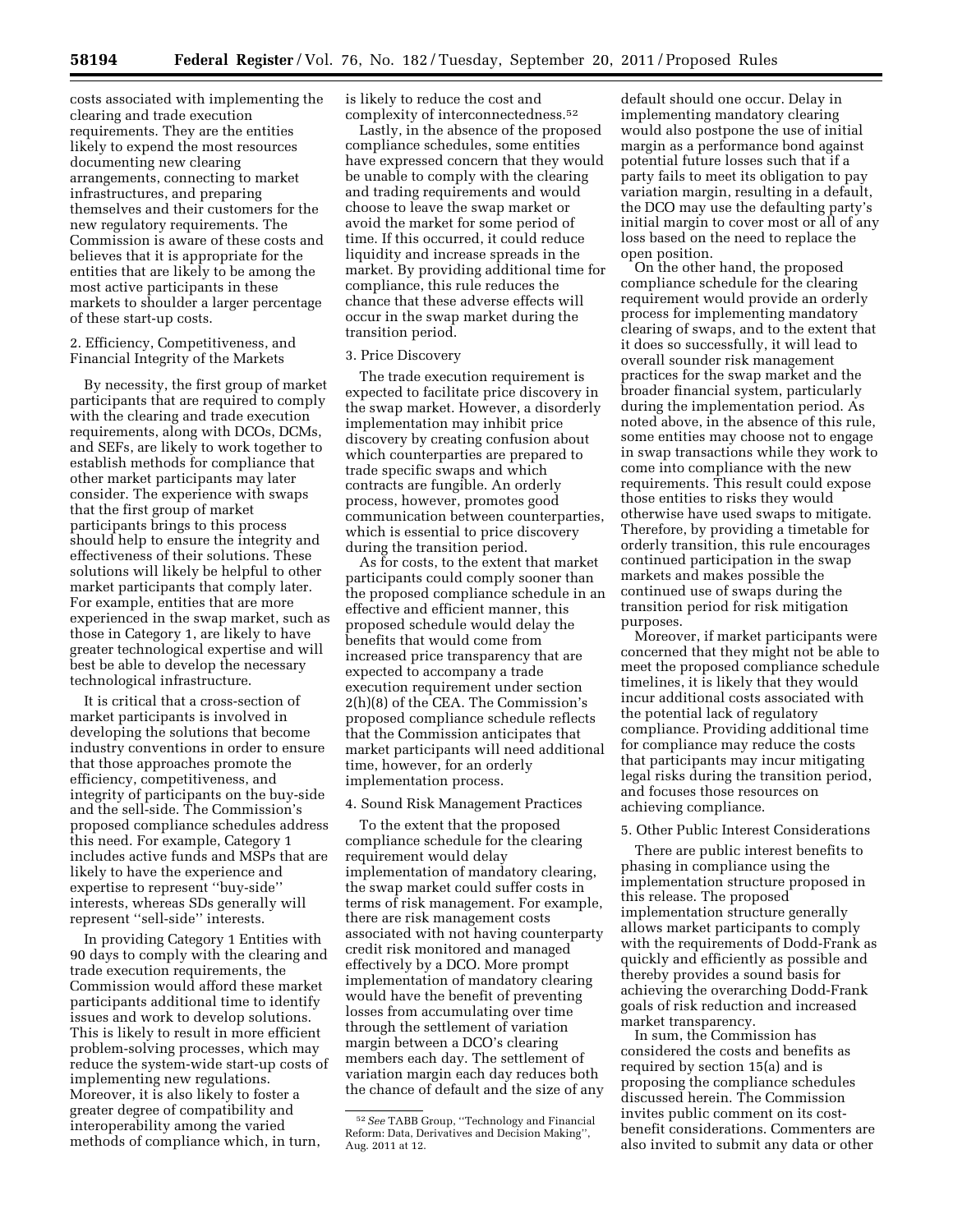costs associated with implementing the clearing and trade execution requirements. They are the entities likely to expend the most resources documenting new clearing arrangements, connecting to market infrastructures, and preparing themselves and their customers for the new regulatory requirements. The Commission is aware of these costs and believes that it is appropriate for the entities that are likely to be among the most active participants in these markets to shoulder a larger percentage of these start-up costs.

2. Efficiency, Competitiveness, and Financial Integrity of the Markets

By necessity, the first group of market participants that are required to comply with the clearing and trade execution requirements, along with DCOs, DCMs, and SEFs, are likely to work together to establish methods for compliance that other market participants may later consider. The experience with swaps that the first group of market participants brings to this process should help to ensure the integrity and effectiveness of their solutions. These solutions will likely be helpful to other market participants that comply later. For example, entities that are more experienced in the swap market, such as those in Category 1, are likely to have greater technological expertise and will best be able to develop the necessary technological infrastructure.

It is critical that a cross-section of market participants is involved in developing the solutions that become industry conventions in order to ensure that those approaches promote the efficiency, competitiveness, and integrity of participants on the buy-side and the sell-side. The Commission's proposed compliance schedules address this need. For example, Category 1 includes active funds and MSPs that are likely to have the experience and expertise to represent "buy-side" interests, whereas SDs generally will represent "sell-side" interests.

In providing Category 1 Entities with 90 days to comply with the clearing and trade execution requirements, the Commission would afford these market participants additional time to identify issues and work to develop solutions. This is likely to result in more efficient problem-solving processes, which may reduce the system-wide start-up costs of implementing new regulations. Moreover, it is also likely to foster a greater degree of compatibility and interoperability among the varied methods of compliance which, in turn, is likely to reduce the cost and complexity of interconnectedness.[52]

Lastly, in the absence of the proposed compliance schedules, some entities have expressed concern that they would be unable to comply with the clearing and trading requirements and would choose to leave the swap market or avoid the market for some period of time. If this occurred, it could reduce liquidity and increase spreads in the market. By providing additional time for compliance, this rule reduces the chance that these adverse effects will occur in the swap market during the transition period.

3. Price Discovery

The trade execution requirement is expected to facilitate price discovery in the swap market. However, a disorderly implementation may inhibit price discovery by creating confusion about which counterparties are prepared to trade specific swaps and which contracts are fungible. An orderly process, however, promotes good communication between counterparties, which is essential to price discovery during the transition period.

As for costs, to the extent that market participants could comply sooner than the proposed compliance schedule in an effective and efficient manner, this proposed schedule would delay the benefits that would come from increased price transparency that are expected to accompany a trade execution requirement under section 2(h)(8) of the CEA. The Commission's proposed compliance schedule reflects that the Commission anticipates that market participants will need additional time, however, for an orderly implementation process.

4. Sound Risk Management Practices

To the extent that the proposed compliance schedule for the clearing requirement would delay implementation of mandatory clearing, the swap market could suffer costs in terms of risk management. For example, there are risk management costs associated with not having counterparty credit risk monitored and managed effectively by a DCO. More prompt implementation of mandatory clearing would have the benefit of preventing losses from accumulating over time through the settlement of variation margin between a DCO's clearing members each day. The settlement of variation margin each day reduces both the chance of default and the size of any default should one occur. Delay in implementing mandatory clearing would also postpone the use of initial margin as a performance bond against potential future losses such that if a party fails to meet its obligation to pay variation margin, resulting in a default, the DCO may use the defaulting party's initial margin to cover most or all of any loss based on the need to replace the open position.

On the other hand, the proposed compliance schedule for the clearing requirement would provide an orderly process for implementing mandatory clearing of swaps, and to the extent that it does so successfully, it will lead to overall sounder risk management practices for the swap market and the broader financial system, particularly during the implementation period. As noted above, in the absence of this rule, some entities may choose not to engage in swap transactions while they work to come into compliance with the new requirements. This result could expose those entities to risks they would otherwise have used swaps to mitigate. Therefore, by providing a timetable for orderly transition, this rule encourages continued participation in the swap markets and makes possible the continued use of swaps during the transition period for risk mitigation purposes.

Moreover, if market participants were concerned that they might not be able to meet the proposed compliance schedule timelines, it is likely that they would incur additional costs associated with the potential lack of regulatory compliance. Providing additional time for compliance may reduce the costs that participants may incur mitigating legal risks during the transition period, and focuses those resources on achieving compliance.

5. Other Public Interest Considerations

There are public interest benefits to phasing in compliance using the implementation structure proposed in this release. The proposed implementation structure generally allows market participants to comply with the requirements of Dodd-Frank as quickly and efficiently as possible and thereby provides a sound basis for achieving the overarching Dodd-Frank goals of risk reduction and increased market transparency.

In sum, the Commission has considered the costs and benefits as required by section 15(a) and is proposing the compliance schedules discussed herein. The Commission invites public comment on its cost-benefit considerations. Commenters are also invited to submit any data or other

[52] *See* TABB Group, "Technology and Financial Reform: Data, Derivatives and Decision Making", Aug. 2011 at 12.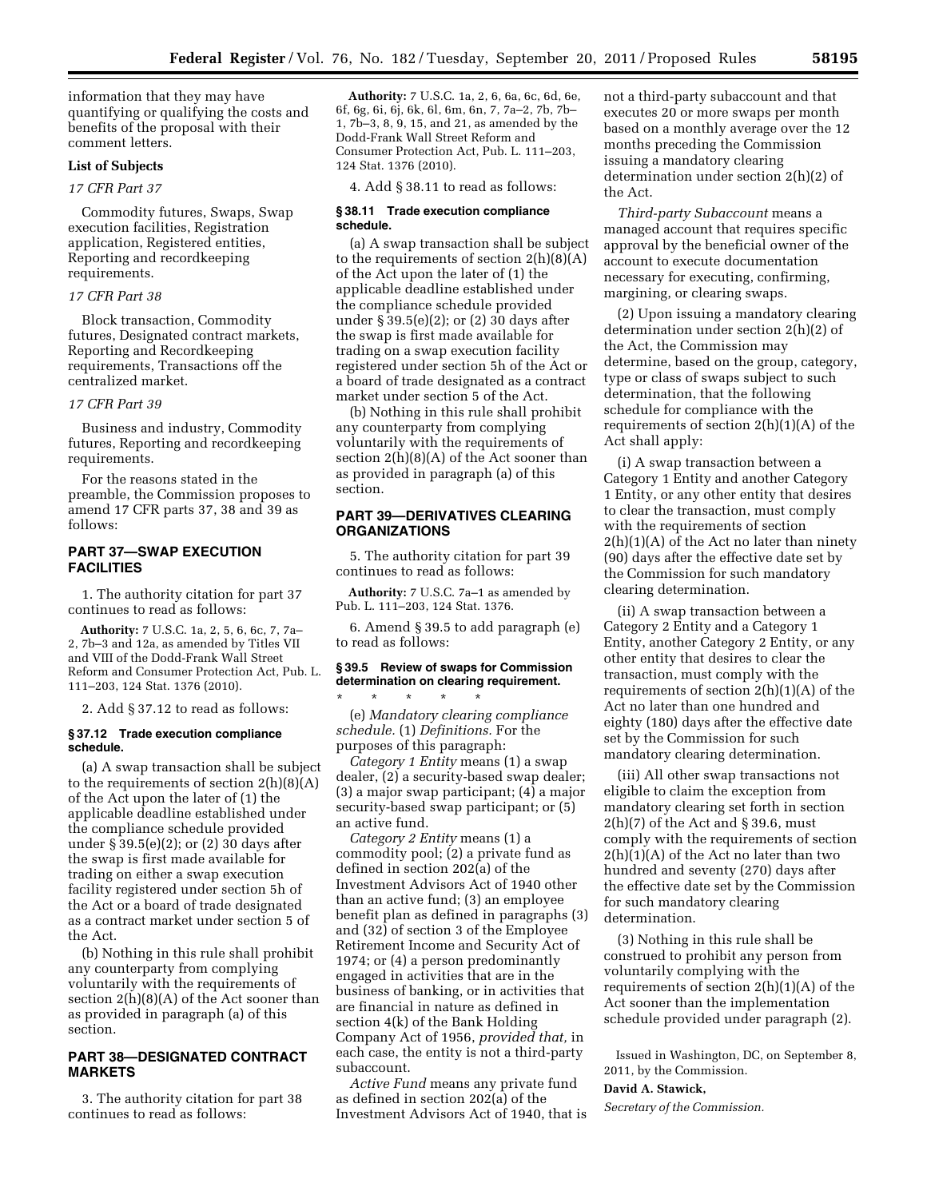information that they may have quantifying or qualifying the costs and benefits of the proposal with their comment letters.

**List of Subjects**

*17 CFR Part 37*

Commodity futures, Swaps, Swap execution facilities, Registration application, Registered entities, Reporting and recordkeeping requirements.

*17 CFR Part 38*

Block transaction, Commodity futures, Designated contract markets, Reporting and Recordkeeping requirements, Transactions off the centralized market.

*17 CFR Part 39*

Business and industry, Commodity futures, Reporting and recordkeeping requirements.

For the reasons stated in the preamble, the Commission proposes to amend 17 CFR parts 37, 38 and 39 as follows:

## PART 37—SWAP EXECUTION FACILITIES

1. The authority citation for part 37 continues to read as follows:

**Authority:** 7 U.S.C. 1a, 2, 5, 6, 6c, 7, 7a–2, 7b–3 and 12a, as amended by Titles VII and VIII of the Dodd-Frank Wall Street Reform and Consumer Protection Act, Pub. L. 111–203, 124 Stat. 1376 (2010).

2. Add § 37.12 to read as follows:

### § 37.12 Trade execution compliance schedule.

(a) A swap transaction shall be subject to the requirements of section 2(h)(8)(A) of the Act upon the later of (1) the applicable deadline established under the compliance schedule provided under § 39.5(e)(2); or (2) 30 days after the swap is first made available for trading on either a swap execution facility registered under section 5h of the Act or a board of trade designated as a contract market under section 5 of the Act.

(b) Nothing in this rule shall prohibit any counterparty from complying voluntarily with the requirements of section 2(h)(8)(A) of the Act sooner than as provided in paragraph (a) of this section.

## PART 38—DESIGNATED CONTRACT MARKETS

3. The authority citation for part 38 continues to read as follows:

**Authority:** 7 U.S.C. 1a, 2, 6, 6a, 6c, 6d, 6e, 6f, 6g, 6i, 6j, 6k, 6l, 6m, 6n, 7, 7a–2, 7b, 7b–1, 7b–3, 8, 9, 15, and 21, as amended by the Dodd-Frank Wall Street Reform and Consumer Protection Act, Pub. L. 111–203, 124 Stat. 1376 (2010).

4. Add § 38.11 to read as follows:

### § 38.11 Trade execution compliance schedule.

(a) A swap transaction shall be subject to the requirements of section 2(h)(8)(A) of the Act upon the later of (1) the applicable deadline established under the compliance schedule provided under § 39.5(e)(2); or (2) 30 days after the swap is first made available for trading on a swap execution facility registered under section 5h of the Act or a board of trade designated as a contract market under section 5 of the Act.

(b) Nothing in this rule shall prohibit any counterparty from complying voluntarily with the requirements of section 2(h)(8)(A) of the Act sooner than as provided in paragraph (a) of this section.

## PART 39—DERIVATIVES CLEARING ORGANIZATIONS

5. The authority citation for part 39 continues to read as follows:

**Authority:** 7 U.S.C. 7a–1 as amended by Pub. L. 111–203, 124 Stat. 1376.

6. Amend § 39.5 to add paragraph (e) to read as follows:

### § 39.5 Review of swaps for Commission determination on clearing requirement.

\* \* \* \* \*

(e) *Mandatory clearing compliance schedule.* (1) *Definitions.* For the purposes of this paragraph:

*Category 1 Entity* means (1) a swap dealer, (2) a security-based swap dealer; (3) a major swap participant; (4) a major security-based swap participant; or (5) an active fund.

*Category 2 Entity* means (1) a commodity pool; (2) a private fund as defined in section 202(a) of the Investment Advisors Act of 1940 other than an active fund; (3) an employee benefit plan as defined in paragraphs (3) and (32) of section 3 of the Employee Retirement Income and Security Act of 1974; or (4) a person predominantly engaged in activities that are in the business of banking, or in activities that are financial in nature as defined in section 4(k) of the Bank Holding Company Act of 1956, *provided that,* in each case, the entity is not a third-party subaccount.

*Active Fund* means any private fund as defined in section 202(a) of the Investment Advisors Act of 1940, that is not a third-party subaccount and that executes 20 or more swaps per month based on a monthly average over the 12 months preceding the Commission issuing a mandatory clearing determination under section 2(h)(2) of the Act.

*Third-party Subaccount* means a managed account that requires specific approval by the beneficial owner of the account to execute documentation necessary for executing, confirming, margining, or clearing swaps.

(2) Upon issuing a mandatory clearing determination under section 2(h)(2) of the Act, the Commission may determine, based on the group, category, type or class of swaps subject to such determination, that the following schedule for compliance with the requirements of section 2(h)(1)(A) of the Act shall apply:

(i) A swap transaction between a Category 1 Entity and another Category 1 Entity, or any other entity that desires to clear the transaction, must comply with the requirements of section 2(h)(1)(A) of the Act no later than ninety (90) days after the effective date set by the Commission for such mandatory clearing determination.

(ii) A swap transaction between a Category 2 Entity and a Category 1 Entity, another Category 2 Entity, or any other entity that desires to clear the transaction, must comply with the requirements of section 2(h)(1)(A) of the Act no later than one hundred and eighty (180) days after the effective date set by the Commission for such mandatory clearing determination.

(iii) All other swap transactions not eligible to claim the exception from mandatory clearing set forth in section 2(h)(7) of the Act and § 39.6, must comply with the requirements of section 2(h)(1)(A) of the Act no later than two hundred and seventy (270) days after the effective date set by the Commission for such mandatory clearing determination.

(3) Nothing in this rule shall be construed to prohibit any person from voluntarily complying with the requirements of section 2(h)(1)(A) of the Act sooner than the implementation schedule provided under paragraph (2).

Issued in Washington, DC, on September 8, 2011, by the Commission.

**David A. Stawick,**

*Secretary of the Commission.*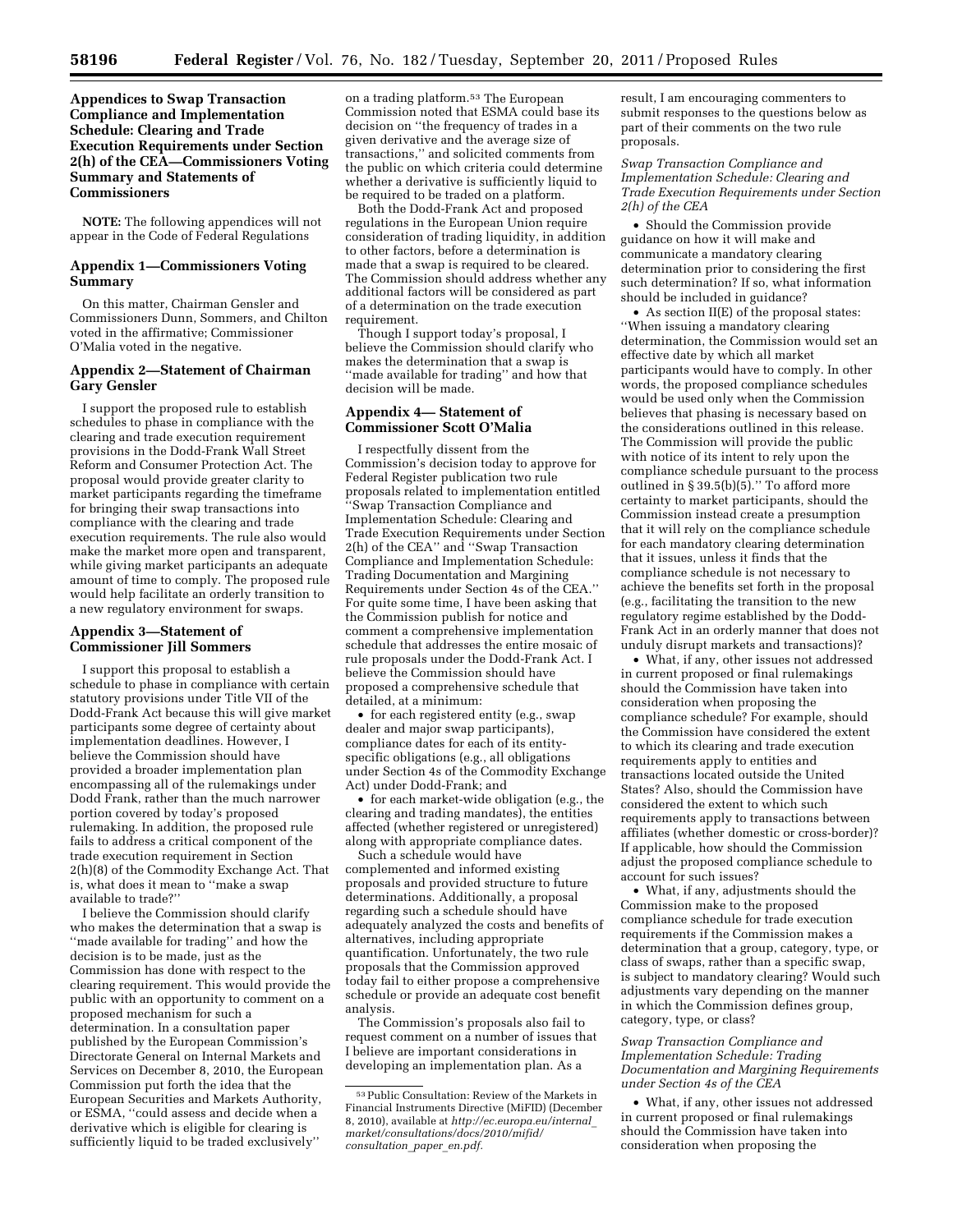## Appendices to Swap Transaction Compliance and Implementation Schedule: Clearing and Trade Execution Requirements under Section 2(h) of the CEA—Commissioners Voting Summary and Statements of Commissioners

**NOTE:** The following appendices will not appear in the Code of Federal Regulations

### Appendix 1—Commissioners Voting Summary

On this matter, Chairman Gensler and Commissioners Dunn, Sommers, and Chilton voted in the affirmative; Commissioner O'Malia voted in the negative.

### Appendix 2—Statement of Chairman Gary Gensler

I support the proposed rule to establish schedules to phase in compliance with the clearing and trade execution requirement provisions in the Dodd-Frank Wall Street Reform and Consumer Protection Act. The proposal would provide greater clarity to market participants regarding the timeframe for bringing their swap transactions into compliance with the clearing and trade execution requirements. The rule also would make the market more open and transparent, while giving market participants an adequate amount of time to comply. The proposed rule would help facilitate an orderly transition to a new regulatory environment for swaps.

### Appendix 3—Statement of Commissioner Jill Sommers

I support this proposal to establish a schedule to phase in compliance with certain statutory provisions under Title VII of the Dodd-Frank Act because this will give market participants some degree of certainty about implementation deadlines. However, I believe the Commission should have provided a broader implementation plan encompassing all of the rulemakings under Dodd Frank, rather than the much narrower portion covered by today's proposed rulemaking. In addition, the proposed rule fails to address a critical component of the trade execution requirement in Section 2(h)(8) of the Commodity Exchange Act. That is, what does it mean to ''make a swap available to trade?''

I believe the Commission should clarify who makes the determination that a swap is ''made available for trading'' and how the decision is to be made, just as the Commission has done with respect to the clearing requirement. This would provide the public with an opportunity to comment on a proposed mechanism for such a determination. In a consultation paper published by the European Commission's Directorate General on Internal Markets and Services on December 8, 2010, the European Commission put forth the idea that the European Securities and Markets Authority, or ESMA, ''could assess and decide when a derivative which is eligible for clearing is sufficiently liquid to be traded exclusively'' on a trading platform.[53] The European Commission noted that ESMA could base its decision on ''the frequency of trades in a given derivative and the average size of transactions,'' and solicited comments from the public on which criteria could determine whether a derivative is sufficiently liquid to be required to be traded on a platform.

Both the Dodd-Frank Act and proposed regulations in the European Union require consideration of trading liquidity, in addition to other factors, before a determination is made that a swap is required to be cleared. The Commission should address whether any additional factors will be considered as part of a determination on the trade execution requirement.

Though I support today's proposal, I believe the Commission should clarify who makes the determination that a swap is ''made available for trading'' and how that decision will be made.

### Appendix 4— Statement of Commissioner Scott O'Malia

I respectfully dissent from the Commission's decision today to approve for Federal Register publication two rule proposals related to implementation entitled ''Swap Transaction Compliance and Implementation Schedule: Clearing and Trade Execution Requirements under Section 2(h) of the CEA'' and ''Swap Transaction Compliance and Implementation Schedule: Trading Documentation and Margining Requirements under Section 4s of the CEA.'' For quite some time, I have been asking that the Commission publish for notice and comment a comprehensive implementation schedule that addresses the entire mosaic of rule proposals under the Dodd-Frank Act. I believe the Commission should have proposed a comprehensive schedule that detailed, at a minimum:

- for each registered entity (e.g., swap dealer and major swap participants), compliance dates for each of its entity-specific obligations (e.g., all obligations under Section 4s of the Commodity Exchange Act) under Dodd-Frank; and
- for each market-wide obligation (e.g., the clearing and trading mandates), the entities affected (whether registered or unregistered) along with appropriate compliance dates.

Such a schedule would have complemented and informed existing proposals and provided structure to future determinations. Additionally, a proposal regarding such a schedule should have adequately analyzed the costs and benefits of alternatives, including appropriate quantification. Unfortunately, the two rule proposals that the Commission approved today fail to either propose a comprehensive schedule or provide an adequate cost benefit analysis.

The Commission's proposals also fail to request comment on a number of issues that I believe are important considerations in developing an implementation plan. As a result, I am encouraging commenters to submit responses to the questions below as part of their comments on the two rule proposals.

*Swap Transaction Compliance and Implementation Schedule: Clearing and Trade Execution Requirements under Section 2(h) of the CEA*

- Should the Commission provide guidance on how it will make and communicate a mandatory clearing determination prior to considering the first such determination? If so, what information should be included in guidance?
- As section II(E) of the proposal states: ''When issuing a mandatory clearing determination, the Commission would set an effective date by which all market participants would have to comply. In other words, the proposed compliance schedules would be used only when the Commission believes that phasing is necessary based on the considerations outlined in this release. The Commission will provide the public with notice of its intent to rely upon the compliance schedule pursuant to the process outlined in § 39.5(b)(5).'' To afford more certainty to market participants, should the Commission instead create a presumption that it will rely on the compliance schedule for each mandatory clearing determination that it issues, unless it finds that the compliance schedule is not necessary to achieve the benefits set forth in the proposal (e.g., facilitating the transition to the new regulatory regime established by the Dodd-Frank Act in an orderly manner that does not unduly disrupt markets and transactions)?
- What, if any, other issues not addressed in current proposed or final rulemakings should the Commission have taken into consideration when proposing the compliance schedule? For example, should the Commission have considered the extent to which its clearing and trade execution requirements apply to entities and transactions located outside the United States? Also, should the Commission have considered the extent to which such requirements apply to transactions between affiliates (whether domestic or cross-border)? If applicable, how should the Commission adjust the proposed compliance schedule to account for such issues?
- What, if any, adjustments should the Commission make to the proposed compliance schedule for trade execution requirements if the Commission makes a determination that a group, category, type, or class of swaps, rather than a specific swap, is subject to mandatory clearing? Would such adjustments vary depending on the manner in which the Commission defines group, category, type, or class?

*Swap Transaction Compliance and Implementation Schedule: Trading Documentation and Margining Requirements under Section 4s of the CEA*

- What, if any, other issues not addressed in current proposed or final rulemakings should the Commission have taken into consideration when proposing the

[53] Public Consultation: Review of the Markets in Financial Instruments Directive (MiFID) (December 8, 2010), available at *http://ec.europa.eu/internal_market/consultations/docs/2010/mifid/consultation_paper_en.pdf.*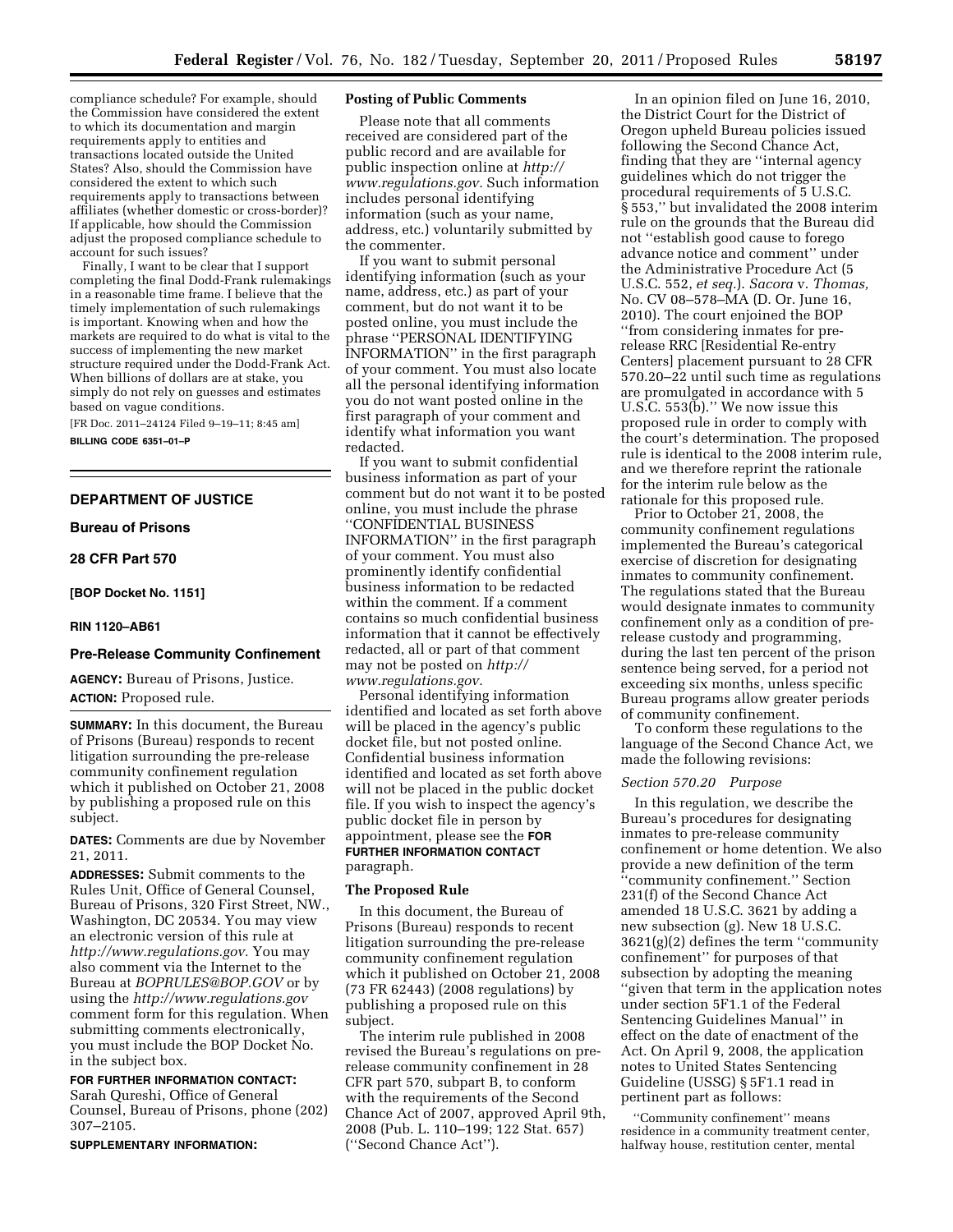compliance schedule? For example, should the Commission have considered the extent to which its documentation and margin requirements apply to entities and transactions located outside the United States? Also, should the Commission have considered the extent to which such requirements apply to transactions between affiliates (whether domestic or cross-border)? If applicable, how should the Commission adjust the proposed compliance schedule to account for such issues?

Finally, I want to be clear that I support completing the final Dodd-Frank rulemakings in a reasonable time frame. I believe that the timely implementation of such rulemakings is important. Knowing when and how the markets are required to do what is vital to the success of implementing the new market structure required under the Dodd-Frank Act. When billions of dollars are at stake, you simply do not rely on guesses and estimates based on vague conditions.

[FR Doc. 2011–24124 Filed 9–19–11; 8:45 am]

**BILLING CODE 6351–01–P**

---

## DEPARTMENT OF JUSTICE

### Bureau of Prisons

### 28 CFR Part 570

**[BOP Docket No. 1151]**

**RIN 1120–AB61**

### Pre-Release Community Confinement

**AGENCY:** Bureau of Prisons, Justice.

**ACTION:** Proposed rule.

**SUMMARY:** In this document, the Bureau of Prisons (Bureau) responds to recent litigation surrounding the pre-release community confinement regulation which it published on October 21, 2008 by publishing a proposed rule on this subject.

**DATES:** Comments are due by November 21, 2011.

**ADDRESSES:** Submit comments to the Rules Unit, Office of General Counsel, Bureau of Prisons, 320 First Street, NW., Washington, DC 20534. You may view an electronic version of this rule at *http://www.regulations.gov.* You may also comment via the Internet to the Bureau at *BOPRULES@BOP.GOV* or by using the *http://www.regulations.gov* comment form for this regulation. When submitting comments electronically, you must include the BOP Docket No. in the subject box.

**FOR FURTHER INFORMATION CONTACT:** Sarah Qureshi, Office of General Counsel, Bureau of Prisons, phone (202) 307–2105.

**SUPPLEMENTARY INFORMATION:**

**Posting of Public Comments**

Please note that all comments received are considered part of the public record and are available for public inspection online at *http://www.regulations.gov.* Such information includes personal identifying information (such as your name, address, etc.) voluntarily submitted by the commenter.

If you want to submit personal identifying information (such as your name, address, etc.) as part of your comment, but do not want it to be posted online, you must include the phrase "PERSONAL IDENTIFYING INFORMATION" in the first paragraph of your comment. You must also locate all the personal identifying information you do not want posted online in the first paragraph of your comment and identify what information you want redacted.

If you want to submit confidential business information as part of your comment but do not want it to be posted online, you must include the phrase "CONFIDENTIAL BUSINESS INFORMATION" in the first paragraph of your comment. You must also prominently identify confidential business information to be redacted within the comment. If a comment contains so much confidential business information that it cannot be effectively redacted, all or part of that comment may not be posted on *http://www.regulations.gov.*

Personal identifying information identified and located as set forth above will be placed in the agency's public docket file, but not posted online. Confidential business information identified and located as set forth above will not be placed in the public docket file. If you wish to inspect the agency's public docket file in person by appointment, please see the **FOR FURTHER INFORMATION CONTACT** paragraph.

**The Proposed Rule**

In this document, the Bureau of Prisons (Bureau) responds to recent litigation surrounding the pre-release community confinement regulation which it published on October 21, 2008 (73 FR 62443) (2008 regulations) by publishing a proposed rule on this subject.

The interim rule published in 2008 revised the Bureau's regulations on pre-release community confinement in 28 CFR part 570, subpart B, to conform with the requirements of the Second Chance Act of 2007, approved April 9th, 2008 (Pub. L. 110–199; 122 Stat. 657) ("Second Chance Act").

In an opinion filed on June 16, 2010, the District Court for the District of Oregon upheld Bureau policies issued following the Second Chance Act, finding that they are "internal agency guidelines which do not trigger the procedural requirements of 5 U.S.C. § 553," but invalidated the 2008 interim rule on the grounds that the Bureau did not "establish good cause to forego advance notice and comment" under the Administrative Procedure Act (5 U.S.C. 552, *et seq.*). *Sacora* v. *Thomas,* No. CV 08–578–MA (D. Or. June 16, 2010). The court enjoined the BOP "from considering inmates for pre-release RRC [Residential Re-entry Centers] placement pursuant to 28 CFR 570.20–22 until such time as regulations are promulgated in accordance with 5 U.S.C. 553(b)." We now issue this proposed rule in order to comply with the court's determination. The proposed rule is identical to the 2008 interim rule, and we therefore reprint the rationale for the interim rule below as the rationale for this proposed rule.

Prior to October 21, 2008, the community confinement regulations implemented the Bureau's categorical exercise of discretion for designating inmates to community confinement. The regulations stated that the Bureau would designate inmates to community confinement only as a condition of pre-release custody and programming, during the last ten percent of the prison sentence being served, for a period not exceeding six months, unless specific Bureau programs allow greater periods of community confinement.

To conform these regulations to the language of the Second Chance Act, we made the following revisions:

*Section 570.20 Purpose*

In this regulation, we describe the Bureau's procedures for designating inmates to pre-release community confinement or home detention. We also provide a new definition of the term "community confinement." Section 231(f) of the Second Chance Act amended 18 U.S.C. 3621 by adding a new subsection (g). New 18 U.S.C. 3621(g)(2) defines the term "community confinement" for purposes of that subsection by adopting the meaning "given that term in the application notes under section 5F1.1 of the Federal Sentencing Guidelines Manual" in effect on the date of enactment of the Act. On April 9, 2008, the application notes to United States Sentencing Guideline (USSG) § 5F1.1 read in pertinent part as follows:

"Community confinement" means residence in a community treatment center, halfway house, restitution center, mental